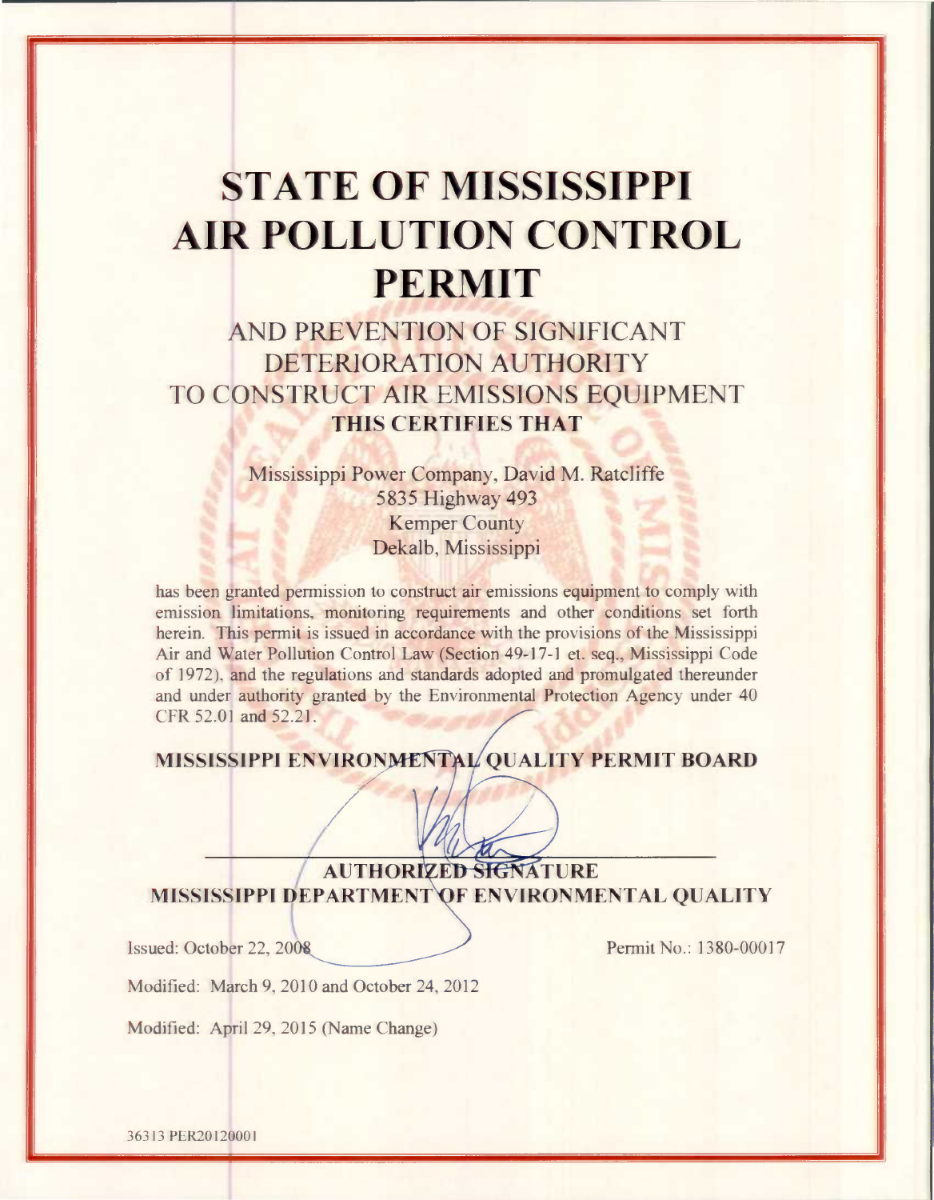# STATE OF MISSISSIPPI AIR POLLUTION CONTROL PERMIT

AND PREVENTION OF SIGNIFICANT DETERIORATION AUTHORITY TO CONSTRUCT AIR EMISSIONS EQUIPMENT

**THIS CERTIFIES THAT**

Mississippi Power Company, David M. Ratcliffe
5835 Highway 493
Kemper County
Dekalb, Mississippi

has been granted permission to construct air emissions equipment to comply with emission limitations, monitoring requirements and other conditions set forth herein. This permit is issued in accordance with the provisions of the Mississippi Air and Water Pollution Control Law (Section 49-17-1 et. seq., Mississippi Code of 1972), and the regulations and standards adopted and promulgated thereunder and under authority granted by the Environmental Protection Agency under 40 CFR 52.01 and 52.21.

**MISSISSIPPI ENVIRONMENTAL QUALITY PERMIT BOARD**

**AUTHORIZED SIGNATURE**
**MISSISSIPPI DEPARTMENT OF ENVIRONMENTAL QUALITY**

Issued: October 22, 2008

Permit No.: 1380-00017

Modified: March 9, 2010 and October 24, 2012

Modified: April 29, 2015 (Name Change)

36313 PER20120001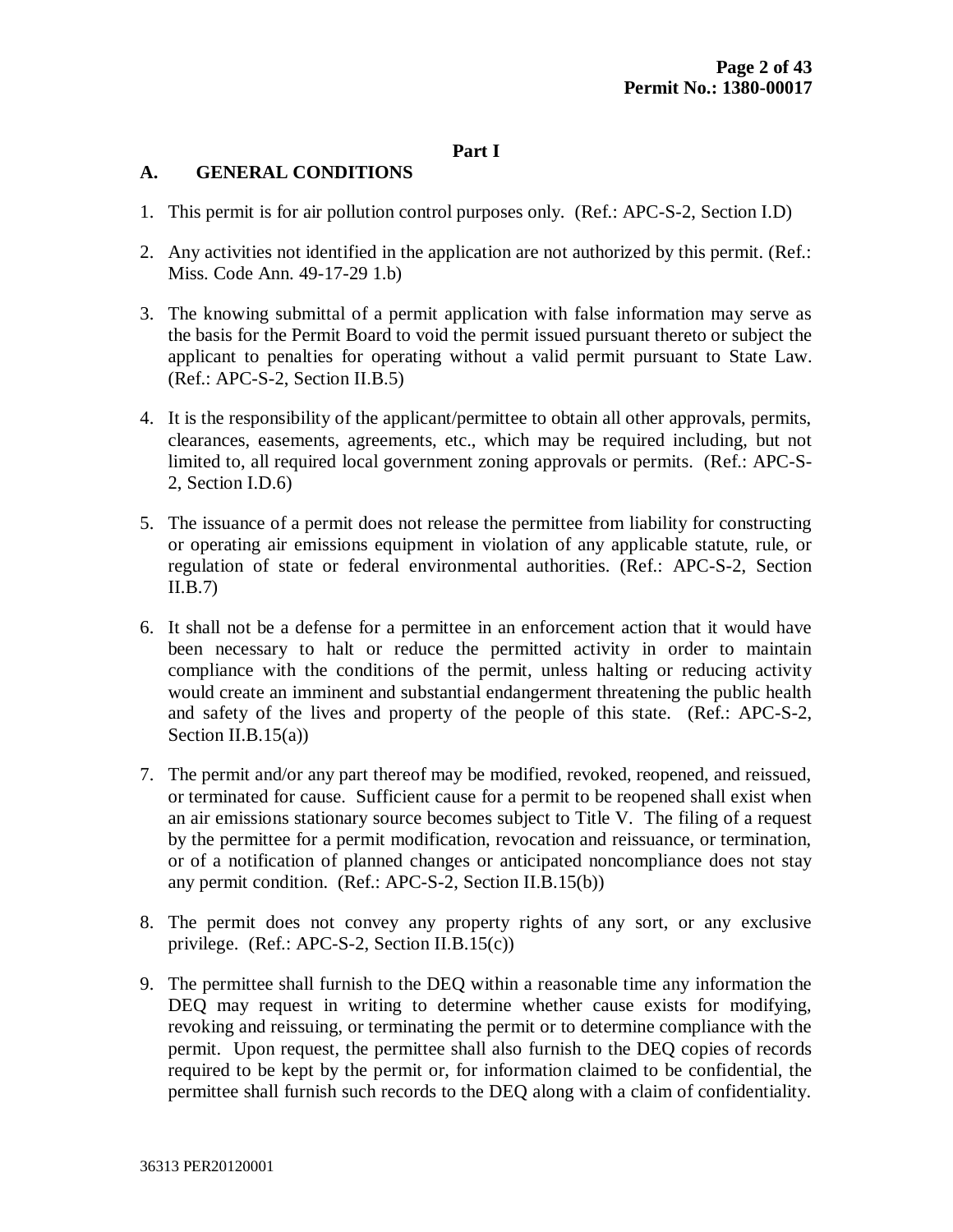## Part I

### A. GENERAL CONDITIONS

1. This permit is for air pollution control purposes only. (Ref.: APC-S-2, Section I.D)

2. Any activities not identified in the application are not authorized by this permit. (Ref.: Miss. Code Ann. 49-17-29 1.b)

3. The knowing submittal of a permit application with false information may serve as the basis for the Permit Board to void the permit issued pursuant thereto or subject the applicant to penalties for operating without a valid permit pursuant to State Law. (Ref.: APC-S-2, Section II.B.5)

4. It is the responsibility of the applicant/permittee to obtain all other approvals, permits, clearances, easements, agreements, etc., which may be required including, but not limited to, all required local government zoning approvals or permits. (Ref.: APC-S-2, Section I.D.6)

5. The issuance of a permit does not release the permittee from liability for constructing or operating air emissions equipment in violation of any applicable statute, rule, or regulation of state or federal environmental authorities. (Ref.: APC-S-2, Section II.B.7)

6. It shall not be a defense for a permittee in an enforcement action that it would have been necessary to halt or reduce the permitted activity in order to maintain compliance with the conditions of the permit, unless halting or reducing activity would create an imminent and substantial endangerment threatening the public health and safety of the lives and property of the people of this state. (Ref.: APC-S-2, Section II.B.15(a))

7. The permit and/or any part thereof may be modified, revoked, reopened, and reissued, or terminated for cause. Sufficient cause for a permit to be reopened shall exist when an air emissions stationary source becomes subject to Title V. The filing of a request by the permittee for a permit modification, revocation and reissuance, or termination, or of a notification of planned changes or anticipated noncompliance does not stay any permit condition. (Ref.: APC-S-2, Section II.B.15(b))

8. The permit does not convey any property rights of any sort, or any exclusive privilege. (Ref.: APC-S-2, Section II.B.15(c))

9. The permittee shall furnish to the DEQ within a reasonable time any information the DEQ may request in writing to determine whether cause exists for modifying, revoking and reissuing, or terminating the permit or to determine compliance with the permit. Upon request, the permittee shall also furnish to the DEQ copies of records required to be kept by the permit or, for information claimed to be confidential, the permittee shall furnish such records to the DEQ along with a claim of confidentiality.

36313 PER20120001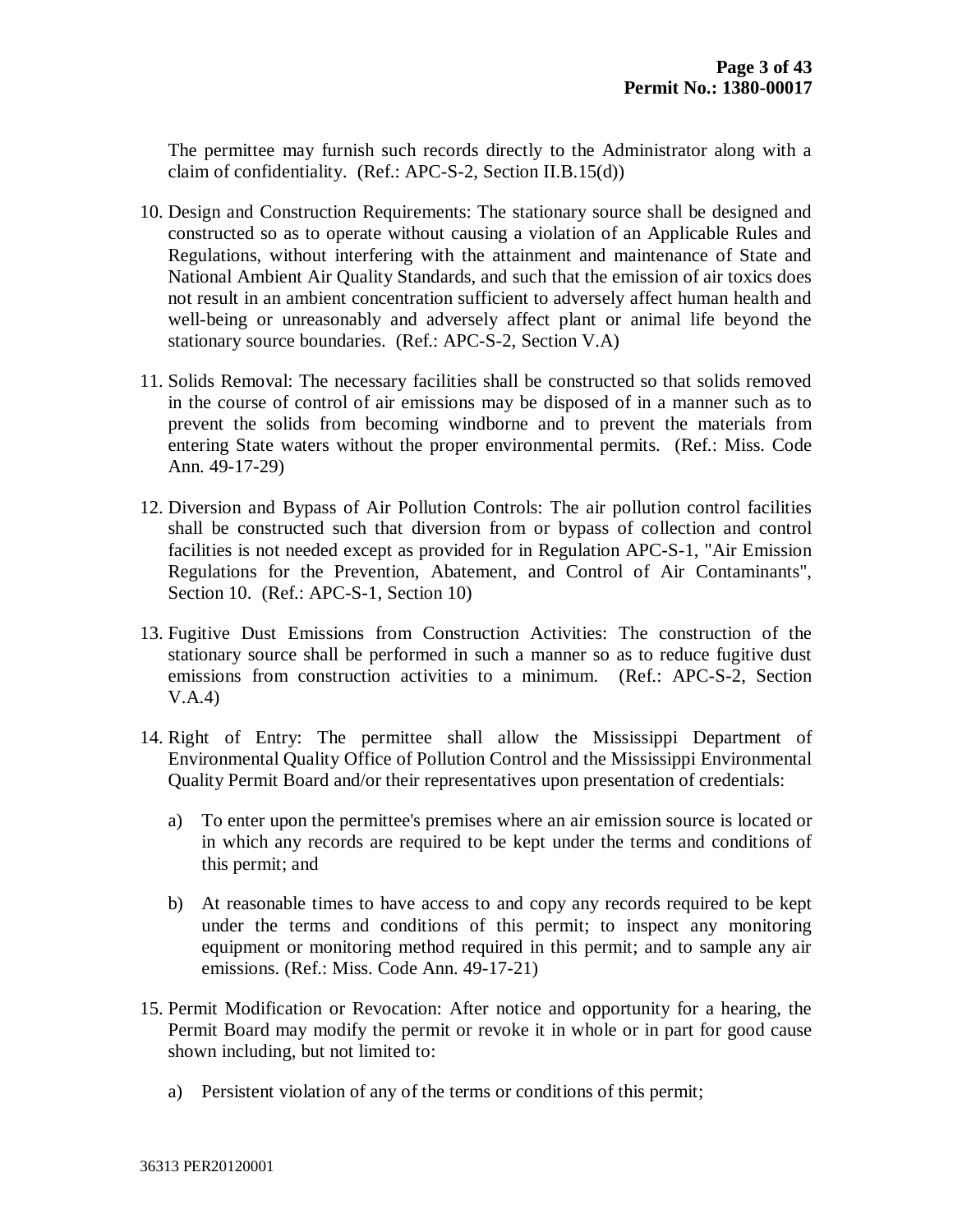The permittee may furnish such records directly to the Administrator along with a claim of confidentiality. (Ref.: APC-S-2, Section II.B.15(d))

10. Design and Construction Requirements: The stationary source shall be designed and constructed so as to operate without causing a violation of an Applicable Rules and Regulations, without interfering with the attainment and maintenance of State and National Ambient Air Quality Standards, and such that the emission of air toxics does not result in an ambient concentration sufficient to adversely affect human health and well-being or unreasonably and adversely affect plant or animal life beyond the stationary source boundaries. (Ref.: APC-S-2, Section V.A)

11. Solids Removal: The necessary facilities shall be constructed so that solids removed in the course of control of air emissions may be disposed of in a manner such as to prevent the solids from becoming windborne and to prevent the materials from entering State waters without the proper environmental permits. (Ref.: Miss. Code Ann. 49-17-29)

12. Diversion and Bypass of Air Pollution Controls: The air pollution control facilities shall be constructed such that diversion from or bypass of collection and control facilities is not needed except as provided for in Regulation APC-S-1, "Air Emission Regulations for the Prevention, Abatement, and Control of Air Contaminants", Section 10. (Ref.: APC-S-1, Section 10)

13. Fugitive Dust Emissions from Construction Activities: The construction of the stationary source shall be performed in such a manner so as to reduce fugitive dust emissions from construction activities to a minimum. (Ref.: APC-S-2, Section V.A.4)

14. Right of Entry: The permittee shall allow the Mississippi Department of Environmental Quality Office of Pollution Control and the Mississippi Environmental Quality Permit Board and/or their representatives upon presentation of credentials:

    a) To enter upon the permittee's premises where an air emission source is located or in which any records are required to be kept under the terms and conditions of this permit; and

    b) At reasonable times to have access to and copy any records required to be kept under the terms and conditions of this permit; to inspect any monitoring equipment or monitoring method required in this permit; and to sample any air emissions. (Ref.: Miss. Code Ann. 49-17-21)

15. Permit Modification or Revocation: After notice and opportunity for a hearing, the Permit Board may modify the permit or revoke it in whole or in part for good cause shown including, but not limited to:

    a) Persistent violation of any of the terms or conditions of this permit;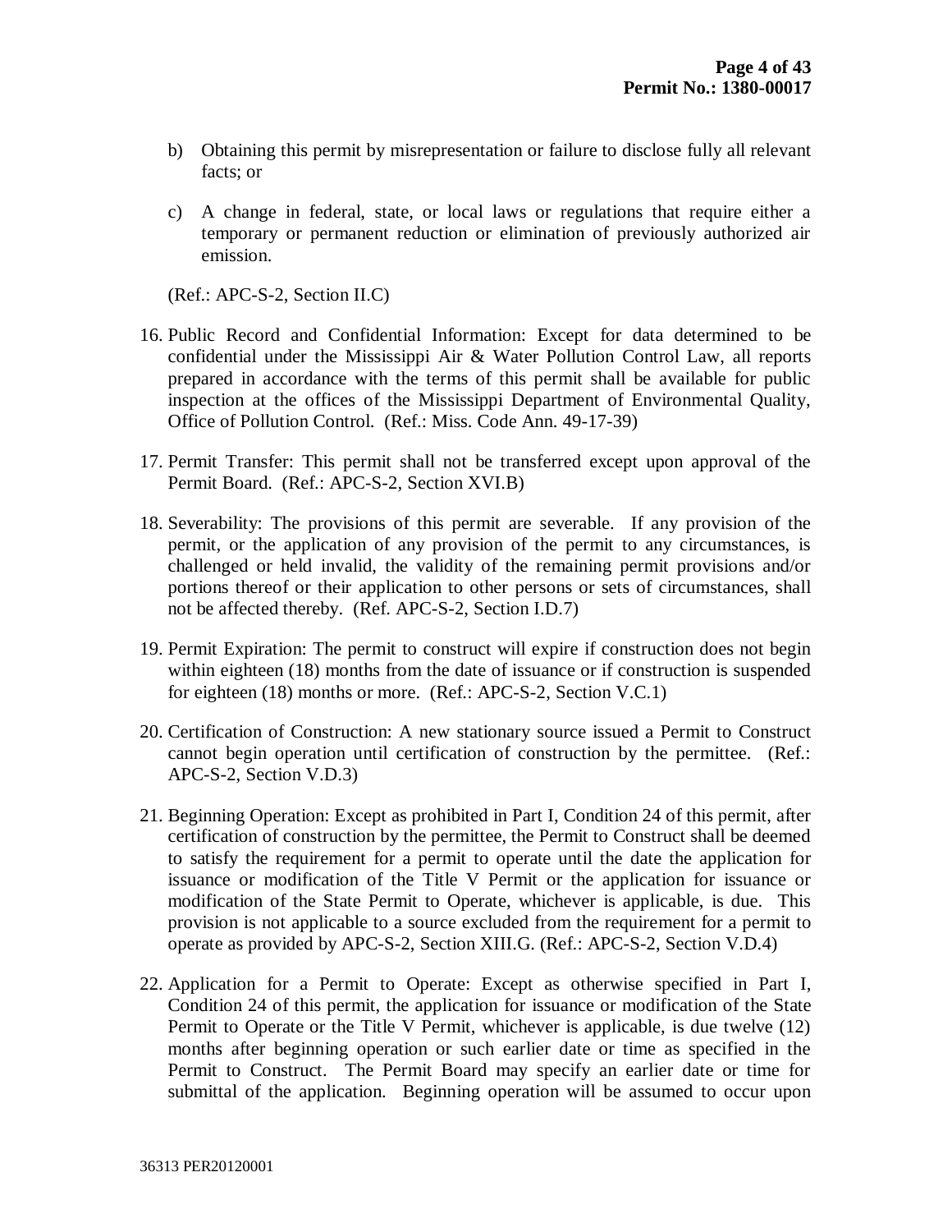b) Obtaining this permit by misrepresentation or failure to disclose fully all relevant facts; or

c) A change in federal, state, or local laws or regulations that require either a temporary or permanent reduction or elimination of previously authorized air emission.

(Ref.: APC-S-2, Section II.C)

16. Public Record and Confidential Information: Except for data determined to be confidential under the Mississippi Air & Water Pollution Control Law, all reports prepared in accordance with the terms of this permit shall be available for public inspection at the offices of the Mississippi Department of Environmental Quality, Office of Pollution Control. (Ref.: Miss. Code Ann. 49-17-39)

17. Permit Transfer: This permit shall not be transferred except upon approval of the Permit Board. (Ref.: APC-S-2, Section XVI.B)

18. Severability: The provisions of this permit are severable. If any provision of the permit, or the application of any provision of the permit to any circumstances, is challenged or held invalid, the validity of the remaining permit provisions and/or portions thereof or their application to other persons or sets of circumstances, shall not be affected thereby. (Ref. APC-S-2, Section I.D.7)

19. Permit Expiration: The permit to construct will expire if construction does not begin within eighteen (18) months from the date of issuance or if construction is suspended for eighteen (18) months or more. (Ref.: APC-S-2, Section V.C.1)

20. Certification of Construction: A new stationary source issued a Permit to Construct cannot begin operation until certification of construction by the permittee. (Ref.: APC-S-2, Section V.D.3)

21. Beginning Operation: Except as prohibited in Part I, Condition 24 of this permit, after certification of construction by the permittee, the Permit to Construct shall be deemed to satisfy the requirement for a permit to operate until the date the application for issuance or modification of the Title V Permit or the application for issuance or modification of the State Permit to Operate, whichever is applicable, is due. This provision is not applicable to a source excluded from the requirement for a permit to operate as provided by APC-S-2, Section XIII.G. (Ref.: APC-S-2, Section V.D.4)

22. Application for a Permit to Operate: Except as otherwise specified in Part I, Condition 24 of this permit, the application for issuance or modification of the State Permit to Operate or the Title V Permit, whichever is applicable, is due twelve (12) months after beginning operation or such earlier date or time as specified in the Permit to Construct. The Permit Board may specify an earlier date or time for submittal of the application. Beginning operation will be assumed to occur upon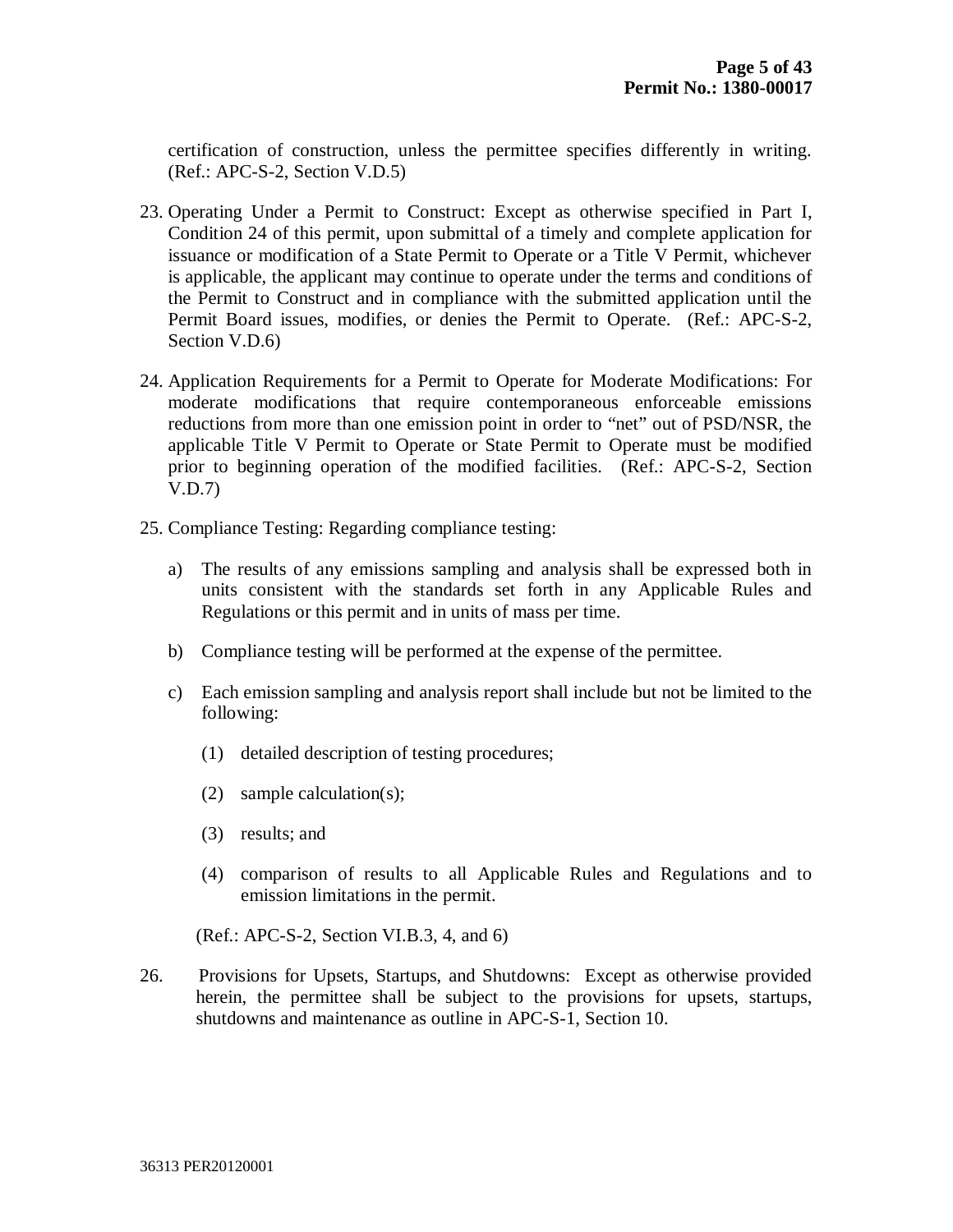certification of construction, unless the permittee specifies differently in writing. (Ref.: APC-S-2, Section V.D.5)

23. Operating Under a Permit to Construct: Except as otherwise specified in Part I, Condition 24 of this permit, upon submittal of a timely and complete application for issuance or modification of a State Permit to Operate or a Title V Permit, whichever is applicable, the applicant may continue to operate under the terms and conditions of the Permit to Construct and in compliance with the submitted application until the Permit Board issues, modifies, or denies the Permit to Operate. (Ref.: APC-S-2, Section V.D.6)

24. Application Requirements for a Permit to Operate for Moderate Modifications: For moderate modifications that require contemporaneous enforceable emissions reductions from more than one emission point in order to "net" out of PSD/NSR, the applicable Title V Permit to Operate or State Permit to Operate must be modified prior to beginning operation of the modified facilities. (Ref.: APC-S-2, Section V.D.7)

25. Compliance Testing: Regarding compliance testing:

    a) The results of any emissions sampling and analysis shall be expressed both in units consistent with the standards set forth in any Applicable Rules and Regulations or this permit and in units of mass per time.

    b) Compliance testing will be performed at the expense of the permittee.

    c) Each emission sampling and analysis report shall include but not be limited to the following:

        (1) detailed description of testing procedures;

        (2) sample calculation(s);

        (3) results; and

        (4) comparison of results to all Applicable Rules and Regulations and to emission limitations in the permit.

    (Ref.: APC-S-2, Section VI.B.3, 4, and 6)

26. Provisions for Upsets, Startups, and Shutdowns: Except as otherwise provided herein, the permittee shall be subject to the provisions for upsets, startups, shutdowns and maintenance as outline in APC-S-1, Section 10.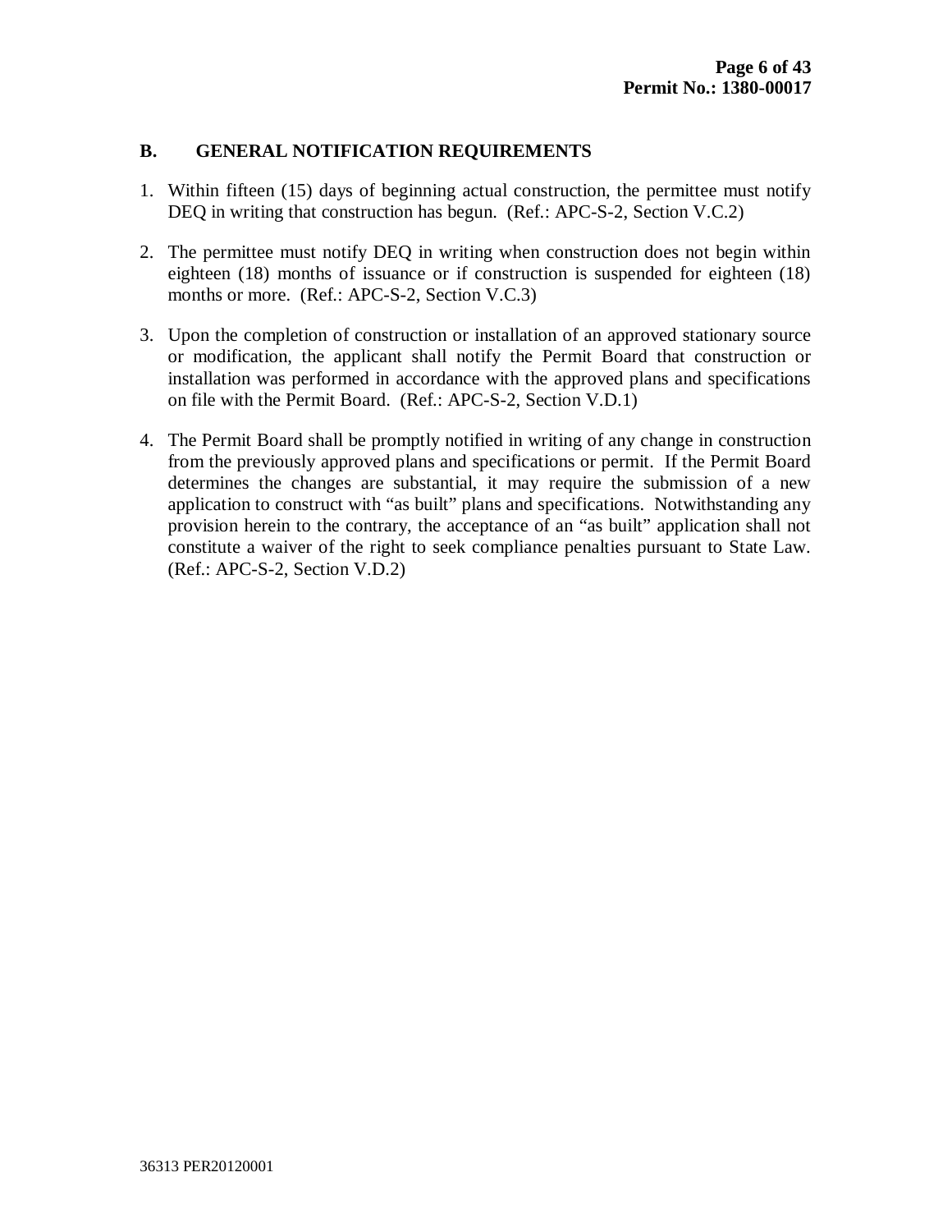## B. GENERAL NOTIFICATION REQUIREMENTS

1. Within fifteen (15) days of beginning actual construction, the permittee must notify DEQ in writing that construction has begun. (Ref.: APC-S-2, Section V.C.2)

2. The permittee must notify DEQ in writing when construction does not begin within eighteen (18) months of issuance or if construction is suspended for eighteen (18) months or more. (Ref.: APC-S-2, Section V.C.3)

3. Upon the completion of construction or installation of an approved stationary source or modification, the applicant shall notify the Permit Board that construction or installation was performed in accordance with the approved plans and specifications on file with the Permit Board. (Ref.: APC-S-2, Section V.D.1)

4. The Permit Board shall be promptly notified in writing of any change in construction from the previously approved plans and specifications or permit. If the Permit Board determines the changes are substantial, it may require the submission of a new application to construct with "as built" plans and specifications. Notwithstanding any provision herein to the contrary, the acceptance of an "as built" application shall not constitute a waiver of the right to seek compliance penalties pursuant to State Law. (Ref.: APC-S-2, Section V.D.2)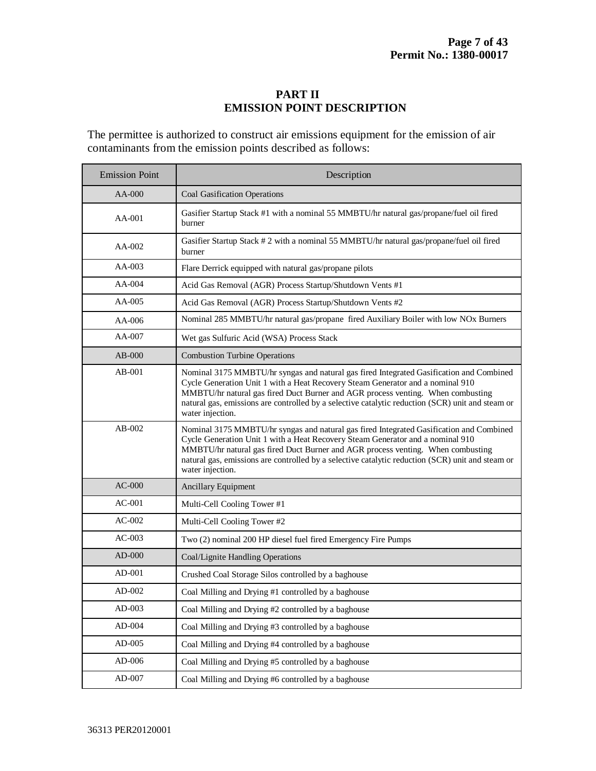# PART II
# EMISSION POINT DESCRIPTION

The permittee is authorized to construct air emissions equipment for the emission of air contaminants from the emission points described as follows:

| Emission Point | Description |
|---|---|
| AA-000 | Coal Gasification Operations |
| AA-001 | Gasifier Startup Stack #1 with a nominal 55 MMBTU/hr natural gas/propane/fuel oil fired burner |
| AA-002 | Gasifier Startup Stack # 2 with a nominal 55 MMBTU/hr natural gas/propane/fuel oil fired burner |
| AA-003 | Flare Derrick equipped with natural gas/propane pilots |
| AA-004 | Acid Gas Removal (AGR) Process Startup/Shutdown Vents #1 |
| AA-005 | Acid Gas Removal (AGR) Process Startup/Shutdown Vents #2 |
| AA-006 | Nominal 285 MMBTU/hr natural gas/propane fired Auxiliary Boiler with low NOx Burners |
| AA-007 | Wet gas Sulfuric Acid (WSA) Process Stack |
| AB-000 | Combustion Turbine Operations |
| AB-001 | Nominal 3175 MMBTU/hr syngas and natural gas fired Integrated Gasification and Combined Cycle Generation Unit 1 with a Heat Recovery Steam Generator and a nominal 910 MMBTU/hr natural gas fired Duct Burner and AGR process venting. When combusting natural gas, emissions are controlled by a selective catalytic reduction (SCR) unit and steam or water injection. |
| AB-002 | Nominal 3175 MMBTU/hr syngas and natural gas fired Integrated Gasification and Combined Cycle Generation Unit 1 with a Heat Recovery Steam Generator and a nominal 910 MMBTU/hr natural gas fired Duct Burner and AGR process venting. When combusting natural gas, emissions are controlled by a selective catalytic reduction (SCR) unit and steam or water injection. |
| AC-000 | Ancillary Equipment |
| AC-001 | Multi-Cell Cooling Tower #1 |
| AC-002 | Multi-Cell Cooling Tower #2 |
| AC-003 | Two (2) nominal 200 HP diesel fuel fired Emergency Fire Pumps |
| AD-000 | Coal/Lignite Handling Operations |
| AD-001 | Crushed Coal Storage Silos controlled by a baghouse |
| AD-002 | Coal Milling and Drying #1 controlled by a baghouse |
| AD-003 | Coal Milling and Drying #2 controlled by a baghouse |
| AD-004 | Coal Milling and Drying #3 controlled by a baghouse |
| AD-005 | Coal Milling and Drying #4 controlled by a baghouse |
| AD-006 | Coal Milling and Drying #5 controlled by a baghouse |
| AD-007 | Coal Milling and Drying #6 controlled by a baghouse |

36313 PER20120001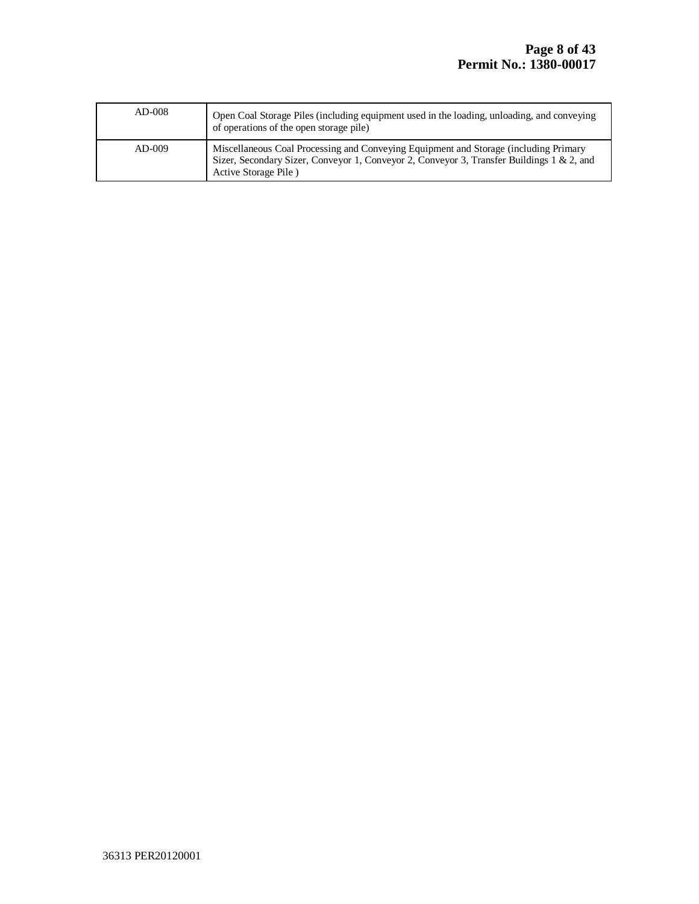| | |
|---|---|
| AD-008 | Open Coal Storage Piles (including equipment used in the loading, unloading, and conveying of operations of the open storage pile) |
| AD-009 | Miscellaneous Coal Processing and Conveying Equipment and Storage (including Primary Sizer, Secondary Sizer, Conveyor 1, Conveyor 2, Conveyor 3, Transfer Buildings 1 & 2, and Active Storage Pile ) |

36313 PER20120001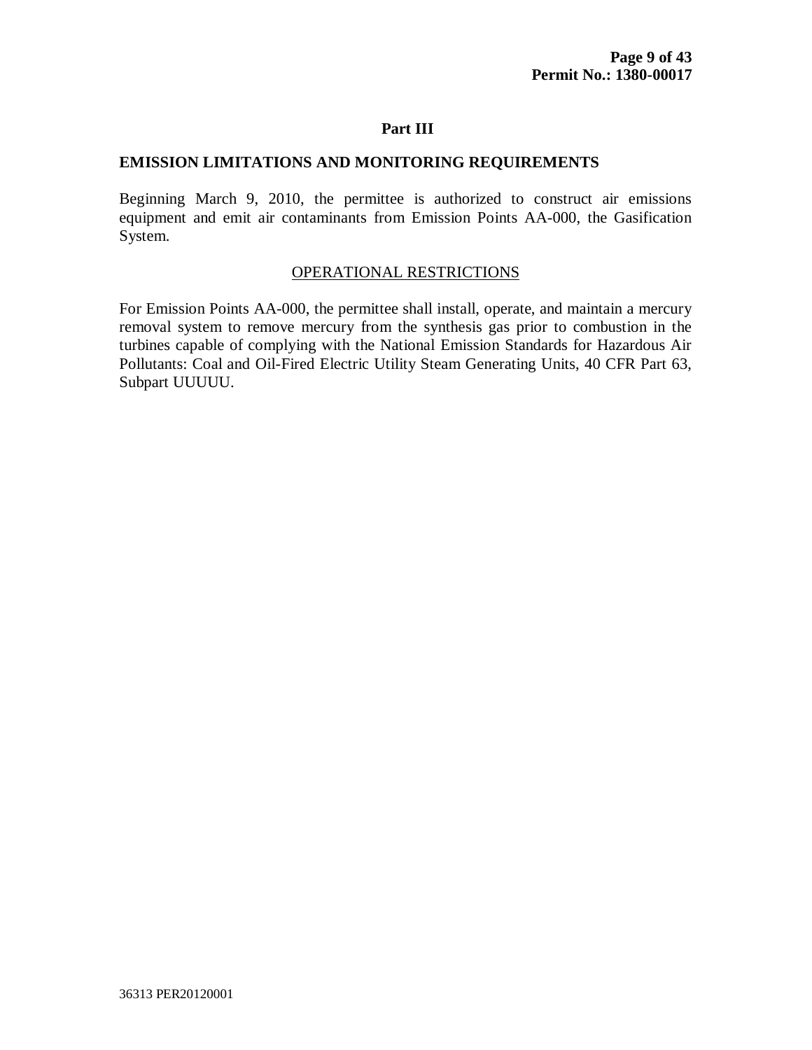## Part III

### EMISSION LIMITATIONS AND MONITORING REQUIREMENTS

Beginning March 9, 2010, the permittee is authorized to construct air emissions equipment and emit air contaminants from Emission Points AA-000, the Gasification System.

#### OPERATIONAL RESTRICTIONS

For Emission Points AA-000, the permittee shall install, operate, and maintain a mercury removal system to remove mercury from the synthesis gas prior to combustion in the turbines capable of complying with the National Emission Standards for Hazardous Air Pollutants: Coal and Oil-Fired Electric Utility Steam Generating Units, 40 CFR Part 63, Subpart UUUUU.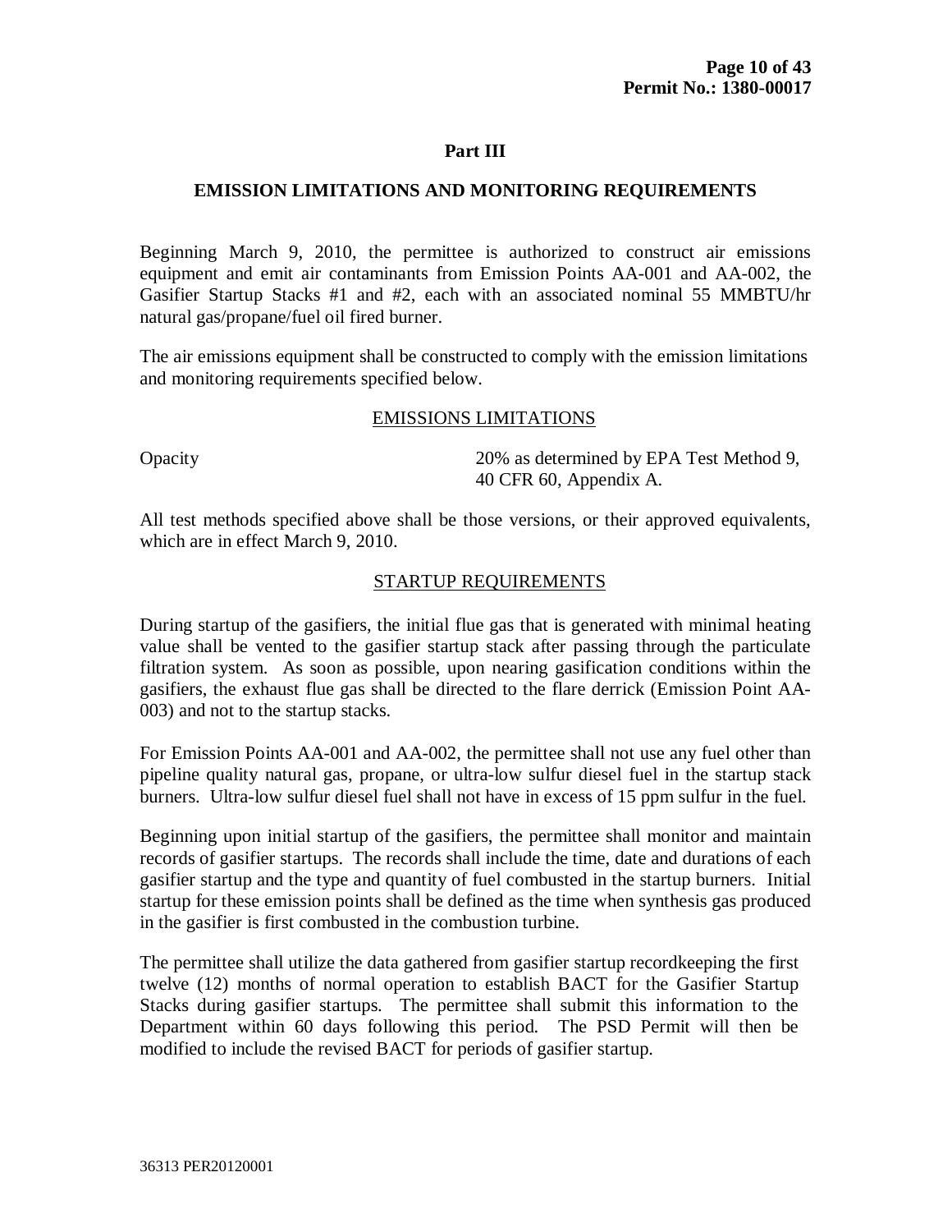# Part III

## EMISSION LIMITATIONS AND MONITORING REQUIREMENTS

Beginning March 9, 2010, the permittee is authorized to construct air emissions equipment and emit air contaminants from Emission Points AA-001 and AA-002, the Gasifier Startup Stacks #1 and #2, each with an associated nominal 55 MMBTU/hr natural gas/propane/fuel oil fired burner.

The air emissions equipment shall be constructed to comply with the emission limitations and monitoring requirements specified below.

### EMISSIONS LIMITATIONS

| | |
|---|---|
| Opacity | 20% as determined by EPA Test Method 9, 40 CFR 60, Appendix A. |

All test methods specified above shall be those versions, or their approved equivalents, which are in effect March 9, 2010.

### STARTUP REQUIREMENTS

During startup of the gasifiers, the initial flue gas that is generated with minimal heating value shall be vented to the gasifier startup stack after passing through the particulate filtration system. As soon as possible, upon nearing gasification conditions within the gasifiers, the exhaust flue gas shall be directed to the flare derrick (Emission Point AA-003) and not to the startup stacks.

For Emission Points AA-001 and AA-002, the permittee shall not use any fuel other than pipeline quality natural gas, propane, or ultra-low sulfur diesel fuel in the startup stack burners. Ultra-low sulfur diesel fuel shall not have in excess of 15 ppm sulfur in the fuel.

Beginning upon initial startup of the gasifiers, the permittee shall monitor and maintain records of gasifier startups. The records shall include the time, date and durations of each gasifier startup and the type and quantity of fuel combusted in the startup burners. Initial startup for these emission points shall be defined as the time when synthesis gas produced in the gasifier is first combusted in the combustion turbine.

The permittee shall utilize the data gathered from gasifier startup recordkeeping the first twelve (12) months of normal operation to establish BACT for the Gasifier Startup Stacks during gasifier startups. The permittee shall submit this information to the Department within 60 days following this period. The PSD Permit will then be modified to include the revised BACT for periods of gasifier startup.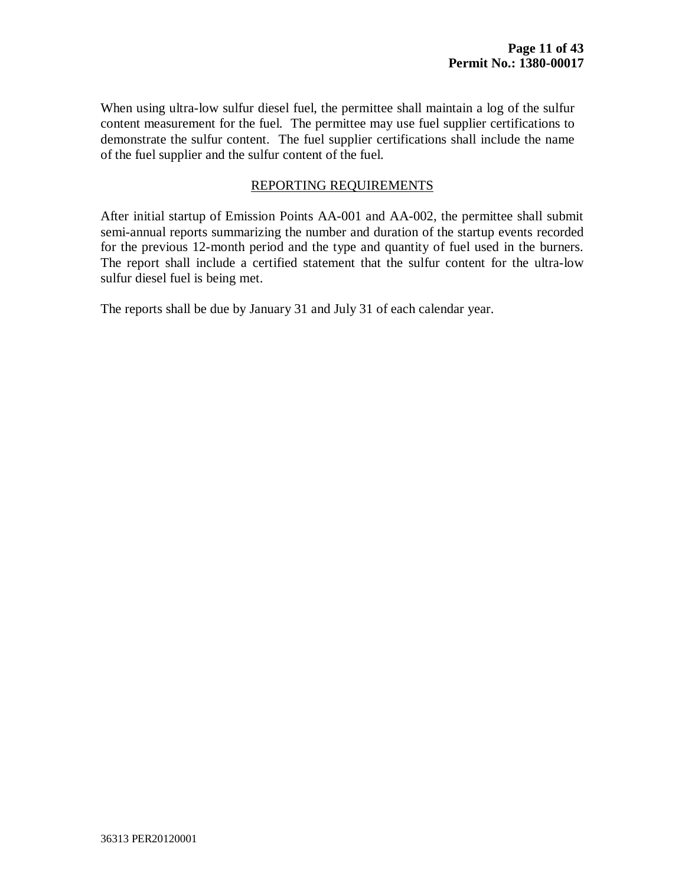When using ultra-low sulfur diesel fuel, the permittee shall maintain a log of the sulfur content measurement for the fuel. The permittee may use fuel supplier certifications to demonstrate the sulfur content. The fuel supplier certifications shall include the name of the fuel supplier and the sulfur content of the fuel.

## REPORTING REQUIREMENTS

After initial startup of Emission Points AA-001 and AA-002, the permittee shall submit semi-annual reports summarizing the number and duration of the startup events recorded for the previous 12-month period and the type and quantity of fuel used in the burners. The report shall include a certified statement that the sulfur content for the ultra-low sulfur diesel fuel is being met.

The reports shall be due by January 31 and July 31 of each calendar year.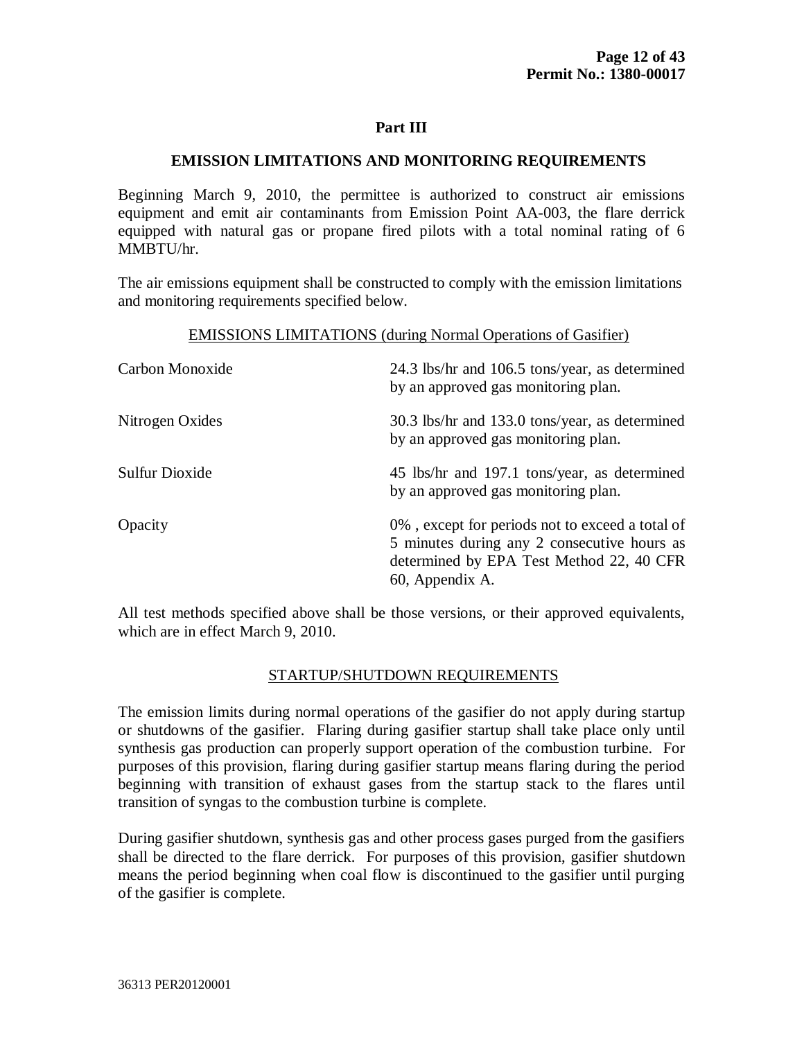## Part III

### EMISSION LIMITATIONS AND MONITORING REQUIREMENTS

Beginning March 9, 2010, the permittee is authorized to construct air emissions equipment and emit air contaminants from Emission Point AA-003, the flare derrick equipped with natural gas or propane fired pilots with a total nominal rating of 6 MMBTU/hr.

The air emissions equipment shall be constructed to comply with the emission limitations and monitoring requirements specified below.

EMISSIONS LIMITATIONS (during Normal Operations of Gasifier)

| | |
|---|---|
| Carbon Monoxide | 24.3 lbs/hr and 106.5 tons/year, as determined by an approved gas monitoring plan. |
| Nitrogen Oxides | 30.3 lbs/hr and 133.0 tons/year, as determined by an approved gas monitoring plan. |
| Sulfur Dioxide | 45 lbs/hr and 197.1 tons/year, as determined by an approved gas monitoring plan. |
| Opacity | 0% , except for periods not to exceed a total of 5 minutes during any 2 consecutive hours as determined by EPA Test Method 22, 40 CFR 60, Appendix A. |

All test methods specified above shall be those versions, or their approved equivalents, which are in effect March 9, 2010.

STARTUP/SHUTDOWN REQUIREMENTS

The emission limits during normal operations of the gasifier do not apply during startup or shutdowns of the gasifier. Flaring during gasifier startup shall take place only until synthesis gas production can properly support operation of the combustion turbine. For purposes of this provision, flaring during gasifier startup means flaring during the period beginning with transition of exhaust gases from the startup stack to the flares until transition of syngas to the combustion turbine is complete.

During gasifier shutdown, synthesis gas and other process gases purged from the gasifiers shall be directed to the flare derrick. For purposes of this provision, gasifier shutdown means the period beginning when coal flow is discontinued to the gasifier until purging of the gasifier is complete.

36313 PER20120001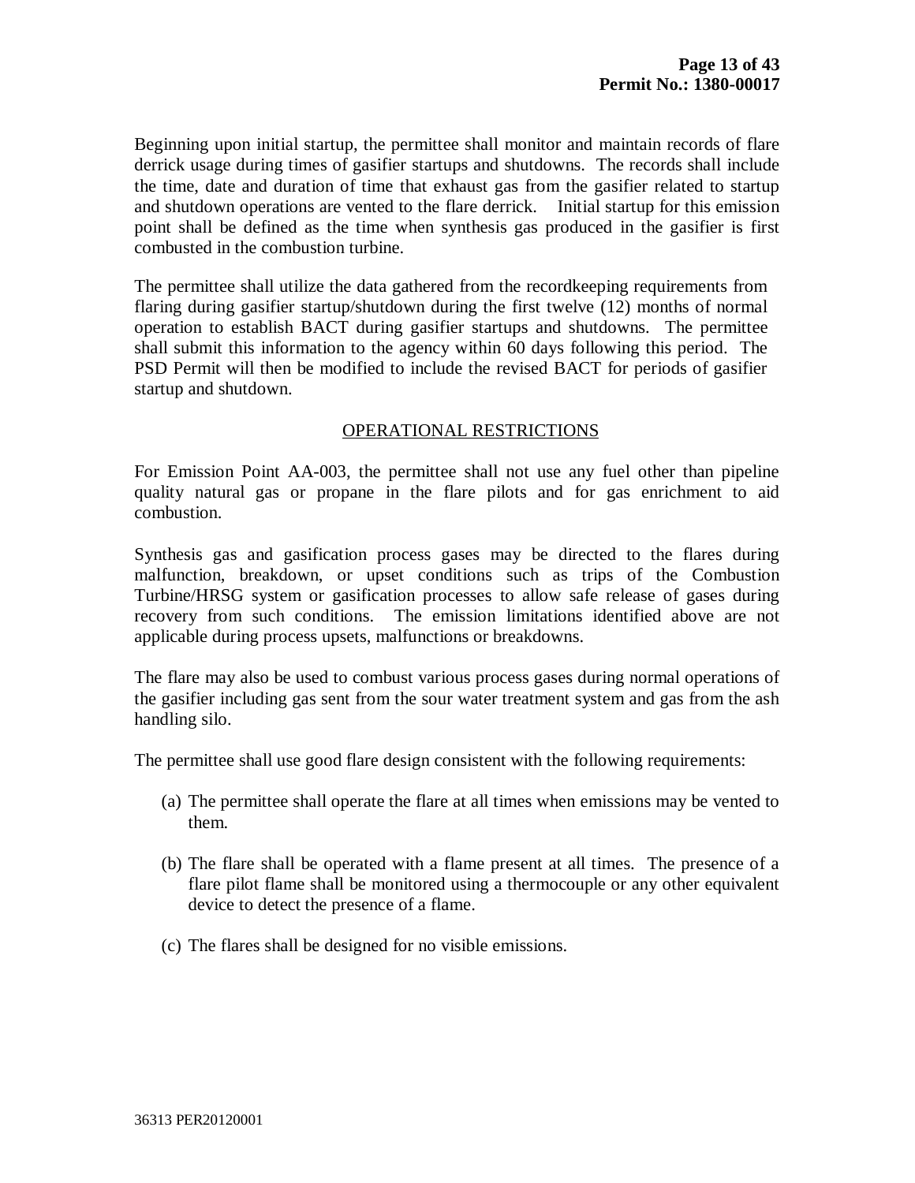Beginning upon initial startup, the permittee shall monitor and maintain records of flare derrick usage during times of gasifier startups and shutdowns. The records shall include the time, date and duration of time that exhaust gas from the gasifier related to startup and shutdown operations are vented to the flare derrick. Initial startup for this emission point shall be defined as the time when synthesis gas produced in the gasifier is first combusted in the combustion turbine.

The permittee shall utilize the data gathered from the recordkeeping requirements from flaring during gasifier startup/shutdown during the first twelve (12) months of normal operation to establish BACT during gasifier startups and shutdowns. The permittee shall submit this information to the agency within 60 days following this period. The PSD Permit will then be modified to include the revised BACT for periods of gasifier startup and shutdown.

## OPERATIONAL RESTRICTIONS

For Emission Point AA-003, the permittee shall not use any fuel other than pipeline quality natural gas or propane in the flare pilots and for gas enrichment to aid combustion.

Synthesis gas and gasification process gases may be directed to the flares during malfunction, breakdown, or upset conditions such as trips of the Combustion Turbine/HRSG system or gasification processes to allow safe release of gases during recovery from such conditions. The emission limitations identified above are not applicable during process upsets, malfunctions or breakdowns.

The flare may also be used to combust various process gases during normal operations of the gasifier including gas sent from the sour water treatment system and gas from the ash handling silo.

The permittee shall use good flare design consistent with the following requirements:

(a) The permittee shall operate the flare at all times when emissions may be vented to them.

(b) The flare shall be operated with a flame present at all times. The presence of a flare pilot flame shall be monitored using a thermocouple or any other equivalent device to detect the presence of a flame.

(c) The flares shall be designed for no visible emissions.

36313 PER20120001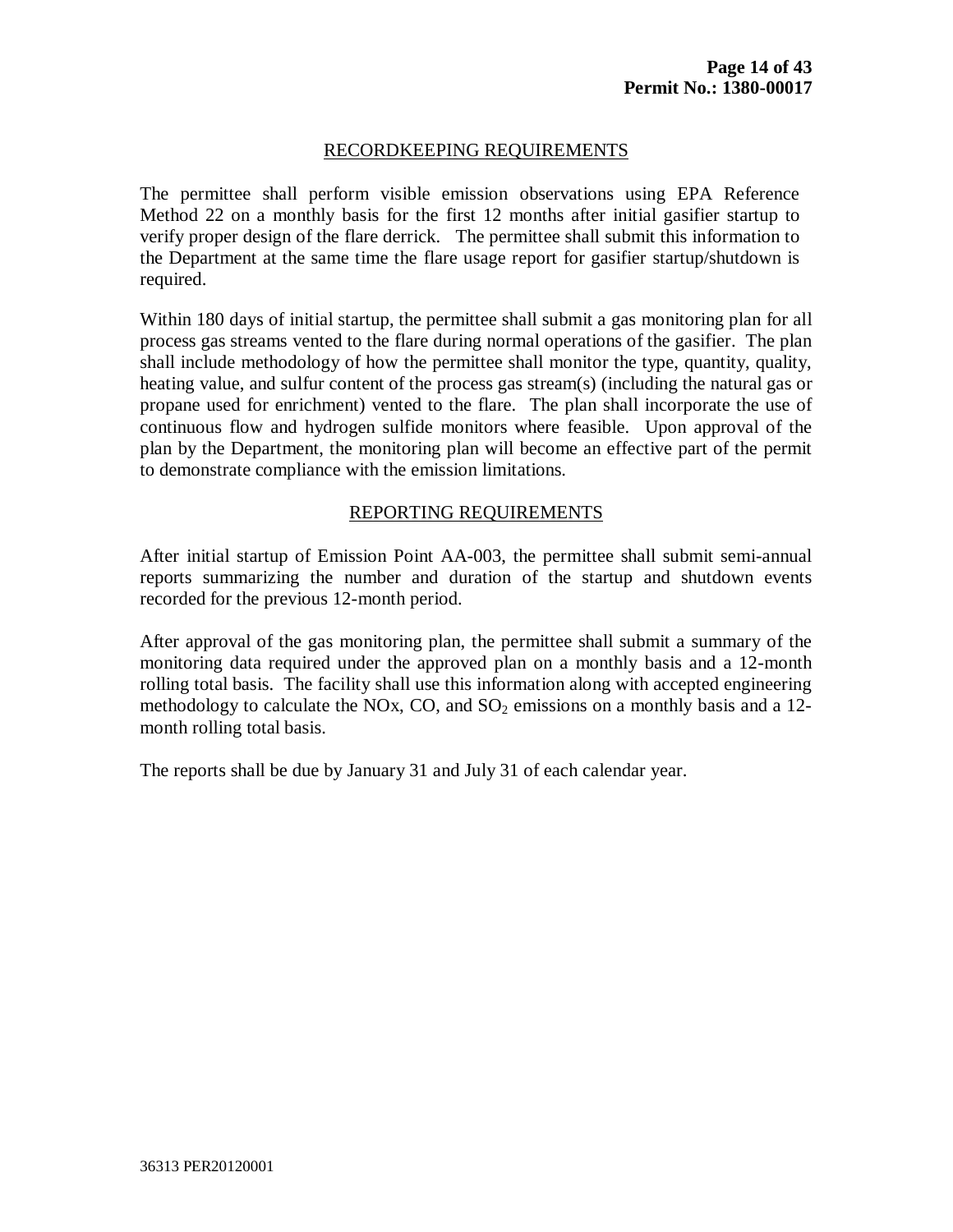## RECORDKEEPING REQUIREMENTS

The permittee shall perform visible emission observations using EPA Reference Method 22 on a monthly basis for the first 12 months after initial gasifier startup to verify proper design of the flare derrick. The permittee shall submit this information to the Department at the same time the flare usage report for gasifier startup/shutdown is required.

Within 180 days of initial startup, the permittee shall submit a gas monitoring plan for all process gas streams vented to the flare during normal operations of the gasifier. The plan shall include methodology of how the permittee shall monitor the type, quantity, quality, heating value, and sulfur content of the process gas stream(s) (including the natural gas or propane used for enrichment) vented to the flare. The plan shall incorporate the use of continuous flow and hydrogen sulfide monitors where feasible. Upon approval of the plan by the Department, the monitoring plan will become an effective part of the permit to demonstrate compliance with the emission limitations.

## REPORTING REQUIREMENTS

After initial startup of Emission Point AA-003, the permittee shall submit semi-annual reports summarizing the number and duration of the startup and shutdown events recorded for the previous 12-month period.

After approval of the gas monitoring plan, the permittee shall submit a summary of the monitoring data required under the approved plan on a monthly basis and a 12-month rolling total basis. The facility shall use this information along with accepted engineering methodology to calculate the NOx, CO, and $SO_2$ emissions on a monthly basis and a 12-month rolling total basis.

The reports shall be due by January 31 and July 31 of each calendar year.

36313 PER20120001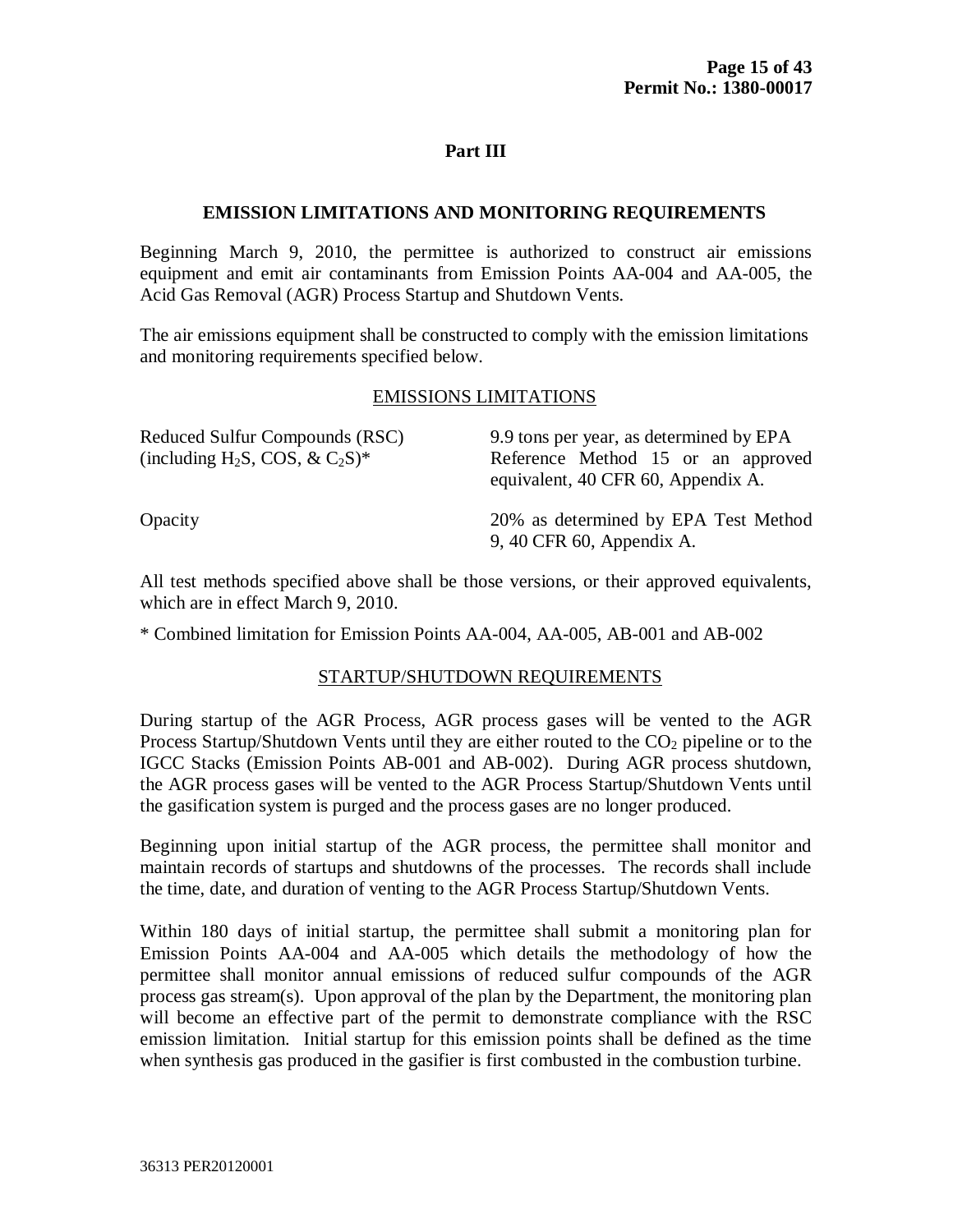## Part III

### EMISSION LIMITATIONS AND MONITORING REQUIREMENTS

Beginning March 9, 2010, the permittee is authorized to construct air emissions equipment and emit air contaminants from Emission Points AA-004 and AA-005, the Acid Gas Removal (AGR) Process Startup and Shutdown Vents.

The air emissions equipment shall be constructed to comply with the emission limitations and monitoring requirements specified below.

#### EMISSIONS LIMITATIONS

| | |
|---|---|
| Reduced Sulfur Compounds (RSC) (including $H_2S$, COS, & $C_2S$)* | 9.9 tons per year, as determined by EPA Reference Method 15 or an approved equivalent, 40 CFR 60, Appendix A. |
| Opacity | 20% as determined by EPA Test Method 9, 40 CFR 60, Appendix A. |

All test methods specified above shall be those versions, or their approved equivalents, which are in effect March 9, 2010.

* Combined limitation for Emission Points AA-004, AA-005, AB-001 and AB-002

#### STARTUP/SHUTDOWN REQUIREMENTS

During startup of the AGR Process, AGR process gases will be vented to the AGR Process Startup/Shutdown Vents until they are either routed to the $CO_2$ pipeline or to the IGCC Stacks (Emission Points AB-001 and AB-002). During AGR process shutdown, the AGR process gases will be vented to the AGR Process Startup/Shutdown Vents until the gasification system is purged and the process gases are no longer produced.

Beginning upon initial startup of the AGR process, the permittee shall monitor and maintain records of startups and shutdowns of the processes. The records shall include the time, date, and duration of venting to the AGR Process Startup/Shutdown Vents.

Within 180 days of initial startup, the permittee shall submit a monitoring plan for Emission Points AA-004 and AA-005 which details the methodology of how the permittee shall monitor annual emissions of reduced sulfur compounds of the AGR process gas stream(s). Upon approval of the plan by the Department, the monitoring plan will become an effective part of the permit to demonstrate compliance with the RSC emission limitation. Initial startup for this emission points shall be defined as the time when synthesis gas produced in the gasifier is first combusted in the combustion turbine.

36313 PER20120001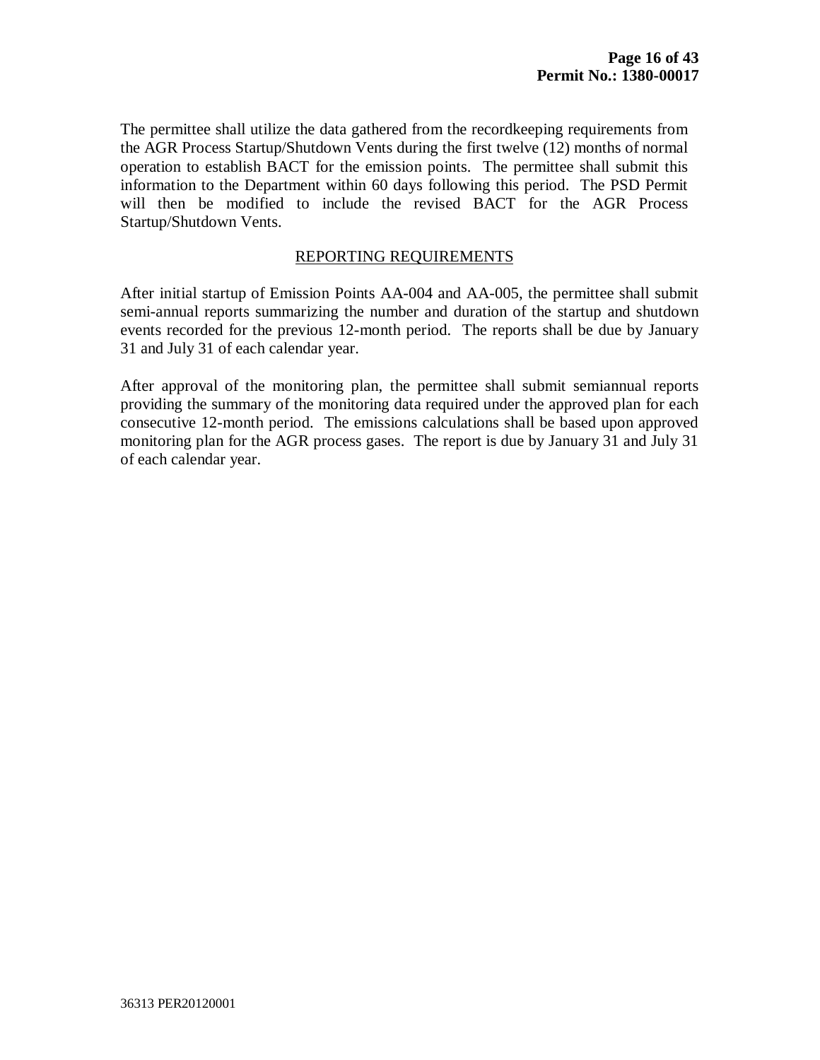The permittee shall utilize the data gathered from the recordkeeping requirements from the AGR Process Startup/Shutdown Vents during the first twelve (12) months of normal operation to establish BACT for the emission points. The permittee shall submit this information to the Department within 60 days following this period. The PSD Permit will then be modified to include the revised BACT for the AGR Process Startup/Shutdown Vents.

## REPORTING REQUIREMENTS

After initial startup of Emission Points AA-004 and AA-005, the permittee shall submit semi-annual reports summarizing the number and duration of the startup and shutdown events recorded for the previous 12-month period. The reports shall be due by January 31 and July 31 of each calendar year.

After approval of the monitoring plan, the permittee shall submit semiannual reports providing the summary of the monitoring data required under the approved plan for each consecutive 12-month period. The emissions calculations shall be based upon approved monitoring plan for the AGR process gases. The report is due by January 31 and July 31 of each calendar year.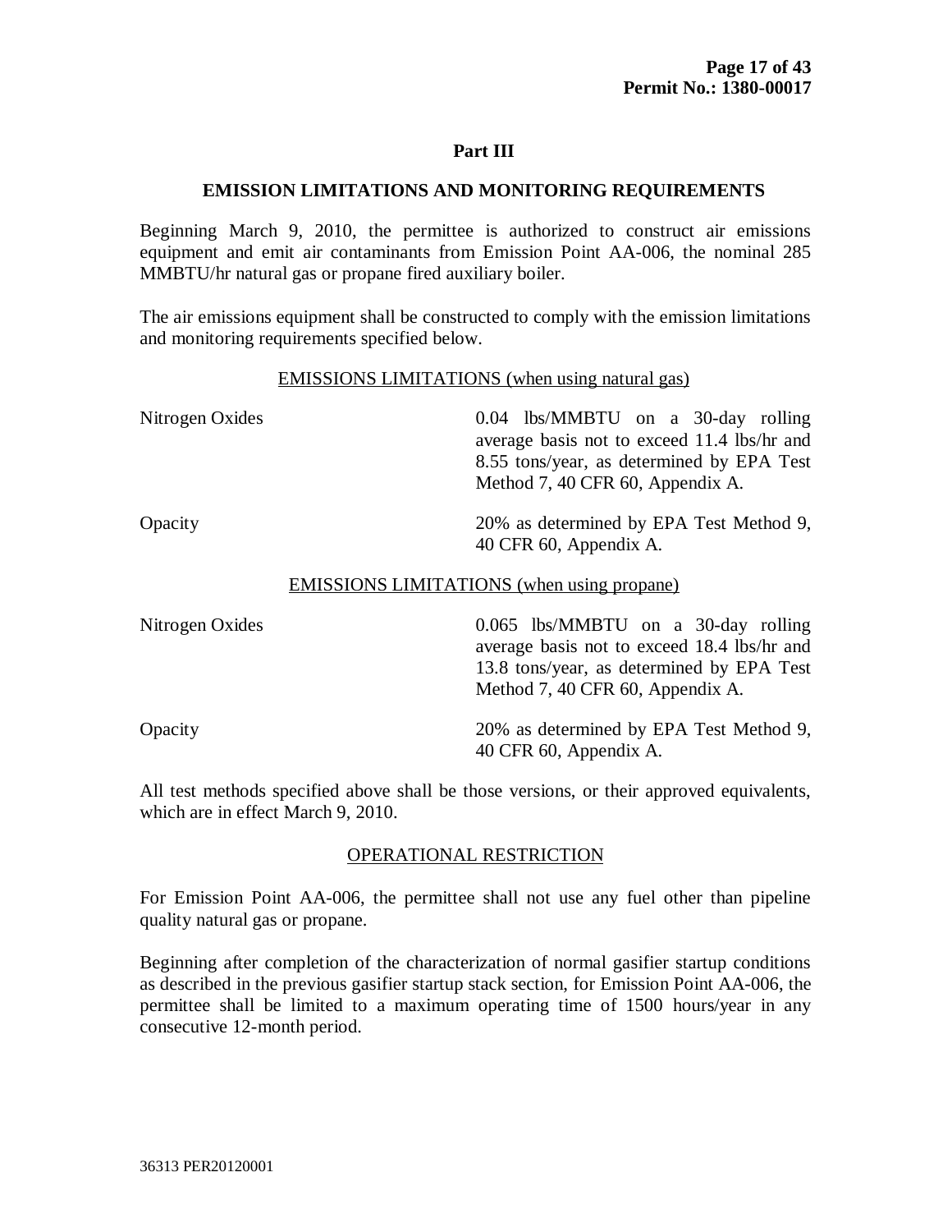## Part III

## EMISSION LIMITATIONS AND MONITORING REQUIREMENTS

Beginning March 9, 2010, the permittee is authorized to construct air emissions equipment and emit air contaminants from Emission Point AA-006, the nominal 285 MMBTU/hr natural gas or propane fired auxiliary boiler.

The air emissions equipment shall be constructed to comply with the emission limitations and monitoring requirements specified below.

### EMISSIONS LIMITATIONS (when using natural gas)

| | |
|---|---|
| Nitrogen Oxides | 0.04 lbs/MMBTU on a 30-day rolling average basis not to exceed 11.4 lbs/hr and 8.55 tons/year, as determined by EPA Test Method 7, 40 CFR 60, Appendix A. |
| Opacity | 20% as determined by EPA Test Method 9, 40 CFR 60, Appendix A. |

### EMISSIONS LIMITATIONS (when using propane)

| | |
|---|---|
| Nitrogen Oxides | 0.065 lbs/MMBTU on a 30-day rolling average basis not to exceed 18.4 lbs/hr and 13.8 tons/year, as determined by EPA Test Method 7, 40 CFR 60, Appendix A. |
| Opacity | 20% as determined by EPA Test Method 9, 40 CFR 60, Appendix A. |

All test methods specified above shall be those versions, or their approved equivalents, which are in effect March 9, 2010.

### OPERATIONAL RESTRICTION

For Emission Point AA-006, the permittee shall not use any fuel other than pipeline quality natural gas or propane.

Beginning after completion of the characterization of normal gasifier startup conditions as described in the previous gasifier startup stack section, for Emission Point AA-006, the permittee shall be limited to a maximum operating time of 1500 hours/year in any consecutive 12-month period.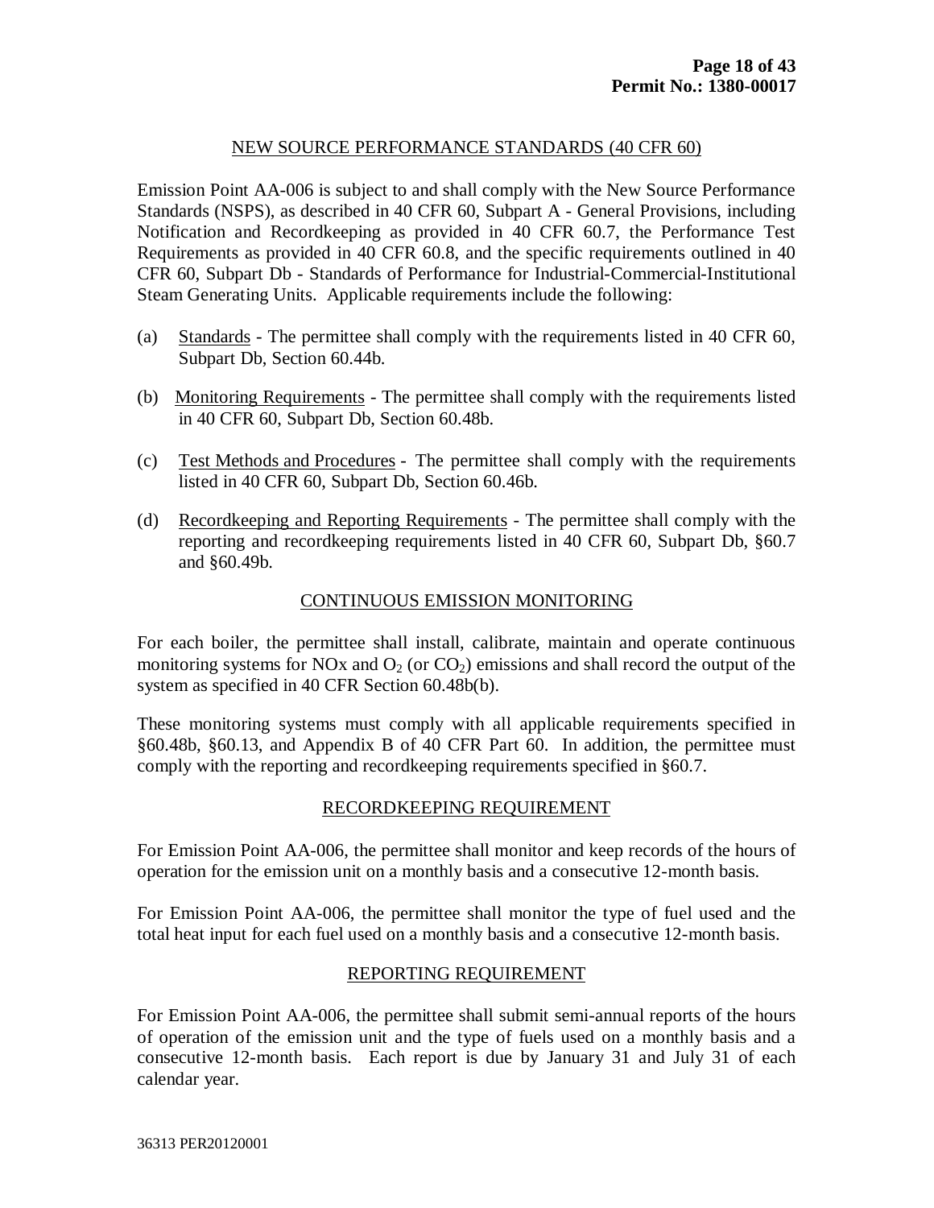## NEW SOURCE PERFORMANCE STANDARDS (40 CFR 60)

Emission Point AA-006 is subject to and shall comply with the New Source Performance Standards (NSPS), as described in 40 CFR 60, Subpart A - General Provisions, including Notification and Recordkeeping as provided in 40 CFR 60.7, the Performance Test Requirements as provided in 40 CFR 60.8, and the specific requirements outlined in 40 CFR 60, Subpart Db - Standards of Performance for Industrial-Commercial-Institutional Steam Generating Units. Applicable requirements include the following:

(a) Standards - The permittee shall comply with the requirements listed in 40 CFR 60, Subpart Db, Section 60.44b.

(b) Monitoring Requirements - The permittee shall comply with the requirements listed in 40 CFR 60, Subpart Db, Section 60.48b.

(c) Test Methods and Procedures - The permittee shall comply with the requirements listed in 40 CFR 60, Subpart Db, Section 60.46b.

(d) Recordkeeping and Reporting Requirements - The permittee shall comply with the reporting and recordkeeping requirements listed in 40 CFR 60, Subpart Db, §60.7 and §60.49b.

## CONTINUOUS EMISSION MONITORING

For each boiler, the permittee shall install, calibrate, maintain and operate continuous monitoring systems for NOx and $O_2$ (or $CO_2$) emissions and shall record the output of the system as specified in 40 CFR Section 60.48b(b).

These monitoring systems must comply with all applicable requirements specified in §60.48b, §60.13, and Appendix B of 40 CFR Part 60. In addition, the permittee must comply with the reporting and recordkeeping requirements specified in §60.7.

## RECORDKEEPING REQUIREMENT

For Emission Point AA-006, the permittee shall monitor and keep records of the hours of operation for the emission unit on a monthly basis and a consecutive 12-month basis.

For Emission Point AA-006, the permittee shall monitor the type of fuel used and the total heat input for each fuel used on a monthly basis and a consecutive 12-month basis.

## REPORTING REQUIREMENT

For Emission Point AA-006, the permittee shall submit semi-annual reports of the hours of operation of the emission unit and the type of fuels used on a monthly basis and a consecutive 12-month basis. Each report is due by January 31 and July 31 of each calendar year.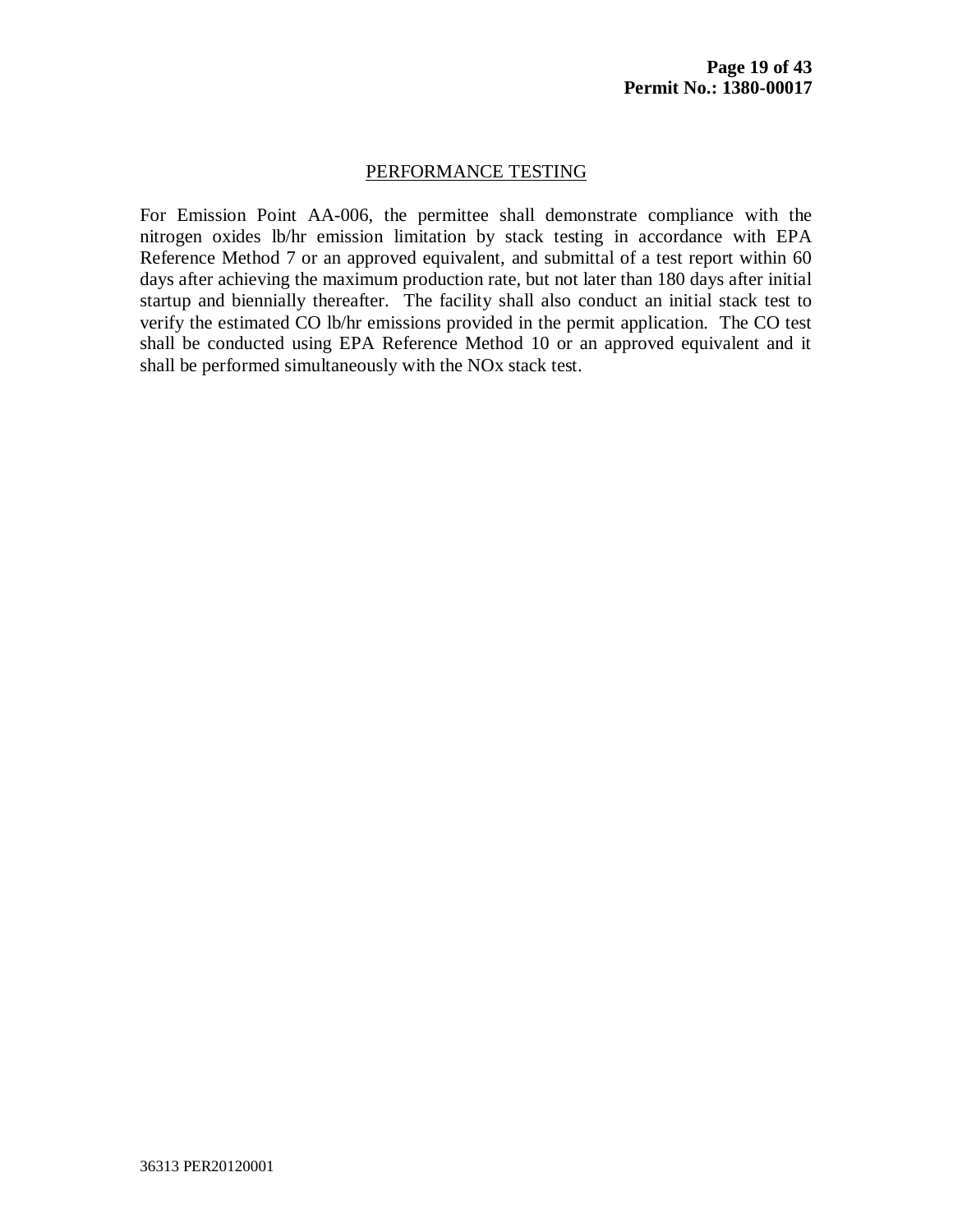## PERFORMANCE TESTING

For Emission Point AA-006, the permittee shall demonstrate compliance with the nitrogen oxides lb/hr emission limitation by stack testing in accordance with EPA Reference Method 7 or an approved equivalent, and submittal of a test report within 60 days after achieving the maximum production rate, but not later than 180 days after initial startup and biennially thereafter. The facility shall also conduct an initial stack test to verify the estimated CO lb/hr emissions provided in the permit application. The CO test shall be conducted using EPA Reference Method 10 or an approved equivalent and it shall be performed simultaneously with the NOx stack test.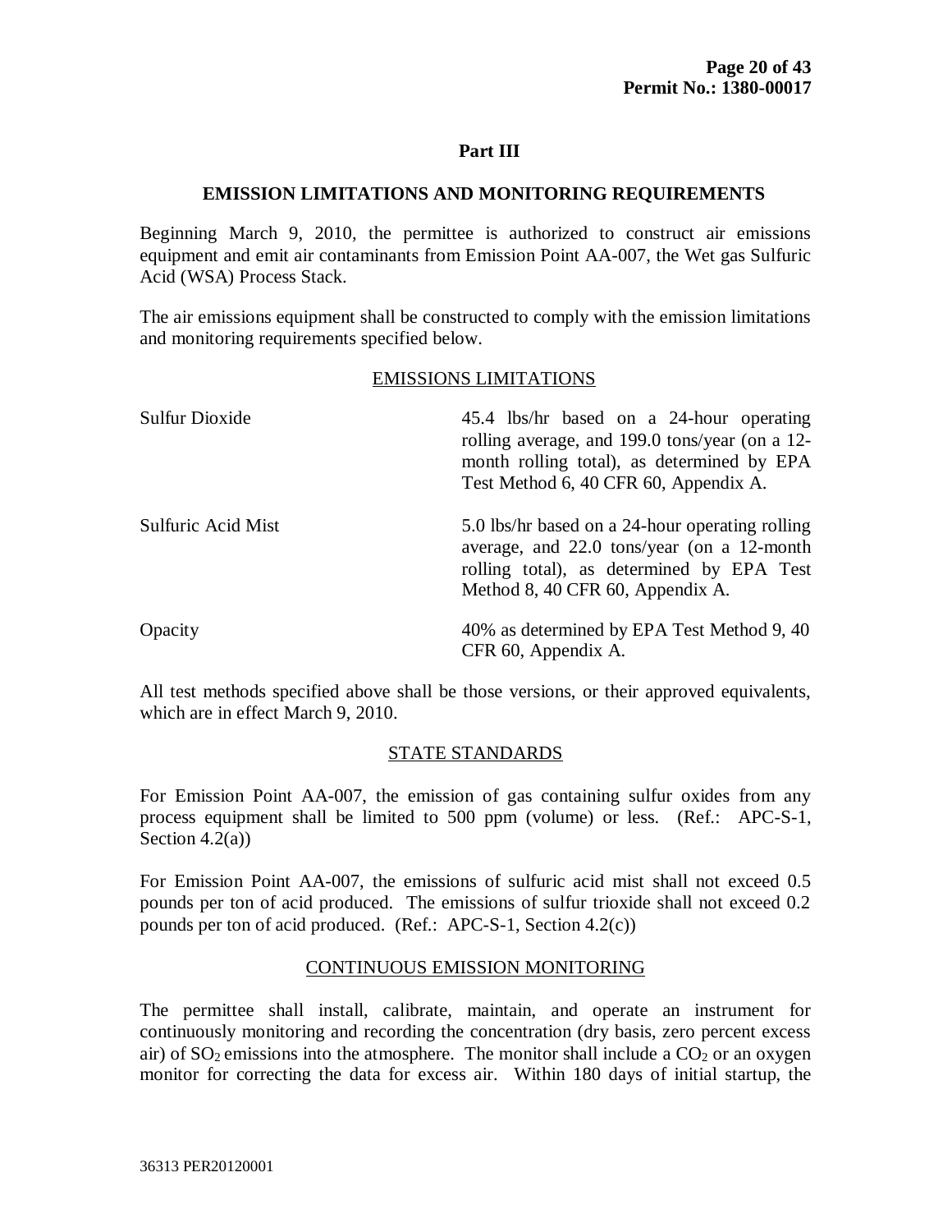## Part III

### EMISSION LIMITATIONS AND MONITORING REQUIREMENTS

Beginning March 9, 2010, the permittee is authorized to construct air emissions equipment and emit air contaminants from Emission Point AA-007, the Wet gas Sulfuric Acid (WSA) Process Stack.

The air emissions equipment shall be constructed to comply with the emission limitations and monitoring requirements specified below.

#### EMISSIONS LIMITATIONS

| | |
|---|---|
| Sulfur Dioxide | 45.4 lbs/hr based on a 24-hour operating rolling average, and 199.0 tons/year (on a 12-month rolling total), as determined by EPA Test Method 6, 40 CFR 60, Appendix A. |
| Sulfuric Acid Mist | 5.0 lbs/hr based on a 24-hour operating rolling average, and 22.0 tons/year (on a 12-month rolling total), as determined by EPA Test Method 8, 40 CFR 60, Appendix A. |
| Opacity | 40% as determined by EPA Test Method 9, 40 CFR 60, Appendix A. |

All test methods specified above shall be those versions, or their approved equivalents, which are in effect March 9, 2010.

#### STATE STANDARDS

For Emission Point AA-007, the emission of gas containing sulfur oxides from any process equipment shall be limited to 500 ppm (volume) or less. (Ref.: APC-S-1, Section 4.2(a))

For Emission Point AA-007, the emissions of sulfuric acid mist shall not exceed 0.5 pounds per ton of acid produced. The emissions of sulfur trioxide shall not exceed 0.2 pounds per ton of acid produced. (Ref.: APC-S-1, Section 4.2(c))

#### CONTINUOUS EMISSION MONITORING

The permittee shall install, calibrate, maintain, and operate an instrument for continuously monitoring and recording the concentration (dry basis, zero percent excess air) of $SO_2$ emissions into the atmosphere. The monitor shall include a $CO_2$ or an oxygen monitor for correcting the data for excess air. Within 180 days of initial startup, the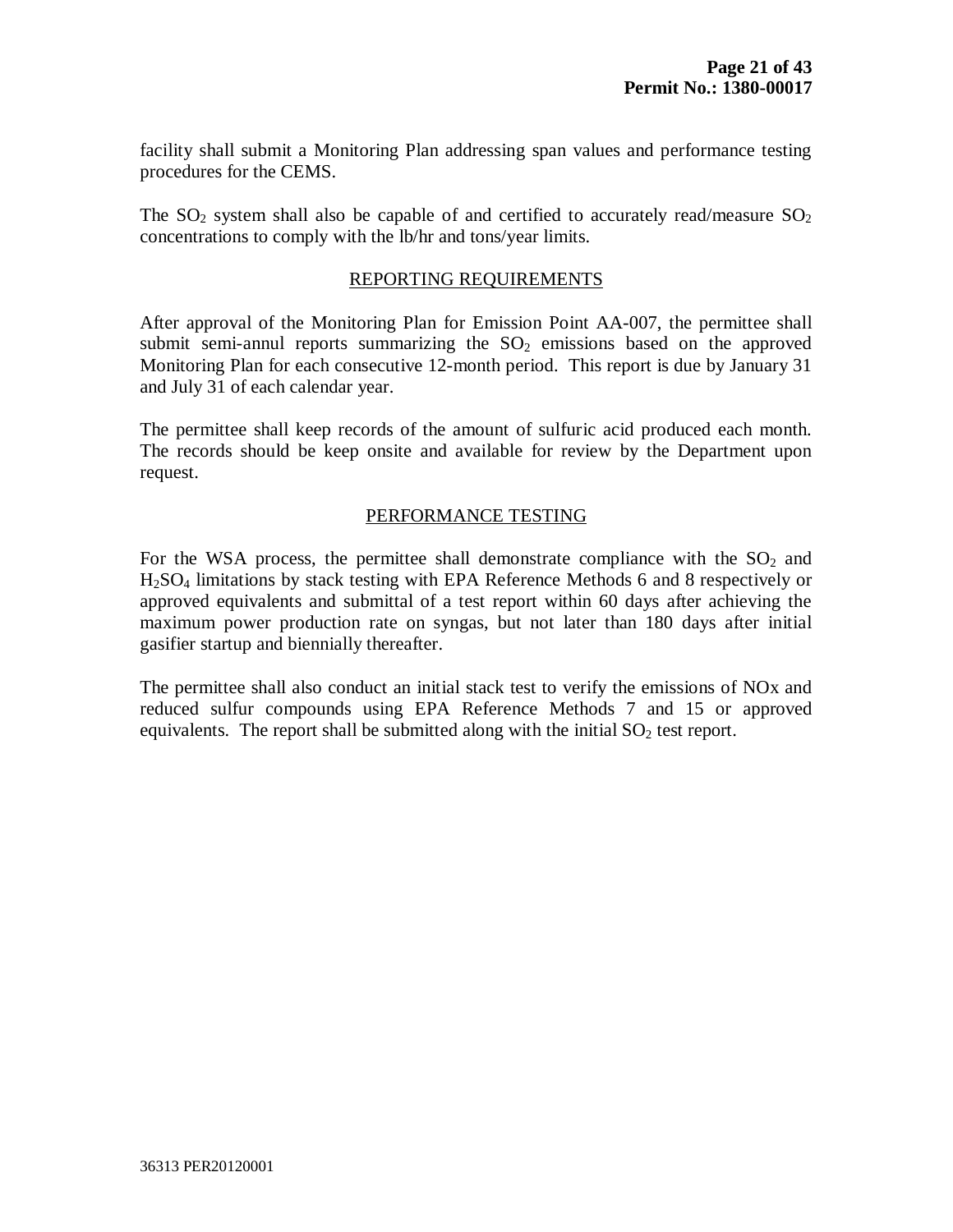facility shall submit a Monitoring Plan addressing span values and performance testing procedures for the CEMS.

The $SO_2$ system shall also be capable of and certified to accurately read/measure $SO_2$ concentrations to comply with the lb/hr and tons/year limits.

## REPORTING REQUIREMENTS

After approval of the Monitoring Plan for Emission Point AA-007, the permittee shall submit semi-annul reports summarizing the $SO_2$ emissions based on the approved Monitoring Plan for each consecutive 12-month period. This report is due by January 31 and July 31 of each calendar year.

The permittee shall keep records of the amount of sulfuric acid produced each month. The records should be keep onsite and available for review by the Department upon request.

## PERFORMANCE TESTING

For the WSA process, the permittee shall demonstrate compliance with the $SO_2$ and $H_2SO_4$ limitations by stack testing with EPA Reference Methods 6 and 8 respectively or approved equivalents and submittal of a test report within 60 days after achieving the maximum power production rate on syngas, but not later than 180 days after initial gasifier startup and biennially thereafter.

The permittee shall also conduct an initial stack test to verify the emissions of NOx and reduced sulfur compounds using EPA Reference Methods 7 and 15 or approved equivalents. The report shall be submitted along with the initial $SO_2$ test report.

36313 PER20120001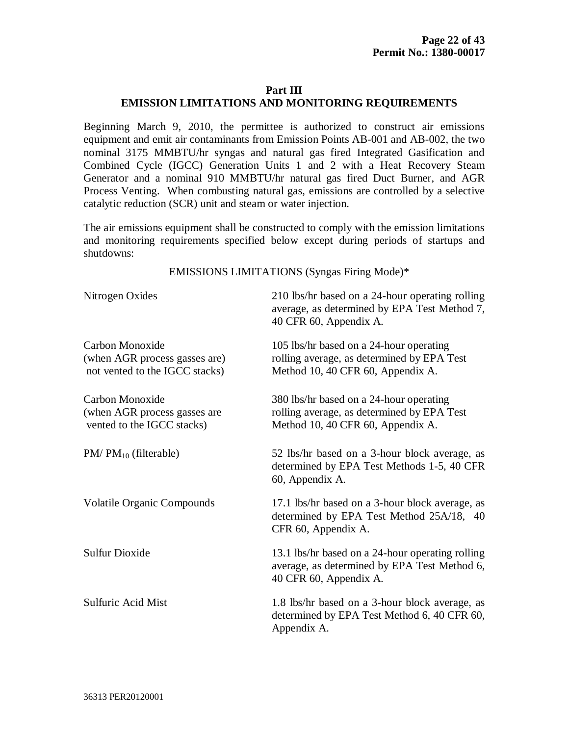## Part III
## EMISSION LIMITATIONS AND MONITORING REQUIREMENTS

Beginning March 9, 2010, the permittee is authorized to construct air emissions equipment and emit air contaminants from Emission Points AB-001 and AB-002, the two nominal 3175 MMBTU/hr syngas and natural gas fired Integrated Gasification and Combined Cycle (IGCC) Generation Units 1 and 2 with a Heat Recovery Steam Generator and a nominal 910 MMBTU/hr natural gas fired Duct Burner, and AGR Process Venting. When combusting natural gas, emissions are controlled by a selective catalytic reduction (SCR) unit and steam or water injection.

The air emissions equipment shall be constructed to comply with the emission limitations and monitoring requirements specified below except during periods of startups and shutdowns:

<u>EMISSIONS LIMITATIONS (Syngas Firing Mode)*</u>

| Pollutant | Limitation |
|---|---|
| Nitrogen Oxides | 210 lbs/hr based on a 24-hour operating rolling average, as determined by EPA Test Method 7, 40 CFR 60, Appendix A. |
| Carbon Monoxide (when AGR process gasses are) not vented to the IGCC stacks) | 105 lbs/hr based on a 24-hour operating rolling average, as determined by EPA Test Method 10, 40 CFR 60, Appendix A. |
| Carbon Monoxide (when AGR process gasses are vented to the IGCC stacks) | 380 lbs/hr based on a 24-hour operating rolling average, as determined by EPA Test Method 10, 40 CFR 60, Appendix A. |
| PM/ $PM_{10}$ (filterable) | 52 lbs/hr based on a 3-hour block average, as determined by EPA Test Methods 1-5, 40 CFR 60, Appendix A. |
| Volatile Organic Compounds | 17.1 lbs/hr based on a 3-hour block average, as determined by EPA Test Method 25A/18, 40 CFR 60, Appendix A. |
| Sulfur Dioxide | 13.1 lbs/hr based on a 24-hour operating rolling average, as determined by EPA Test Method 6, 40 CFR 60, Appendix A. |
| Sulfuric Acid Mist | 1.8 lbs/hr based on a 3-hour block average, as determined by EPA Test Method 6, 40 CFR 60, Appendix A. |

36313 PER20120001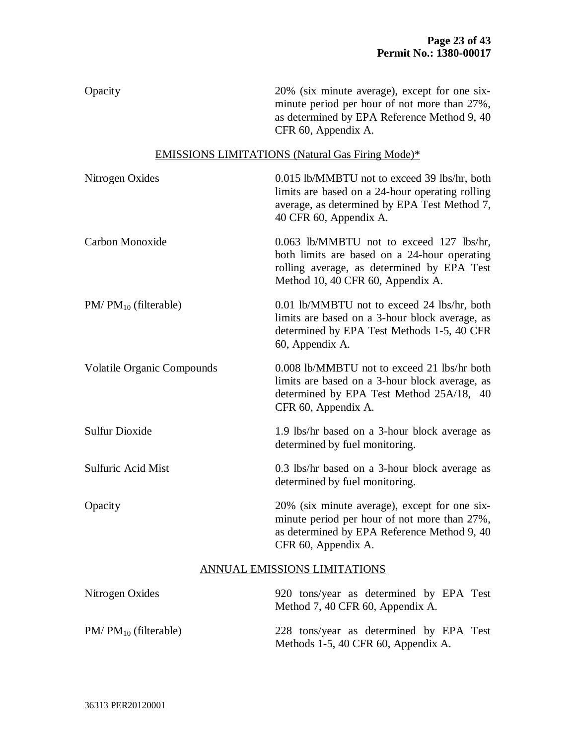| | |
|---|---|
| Opacity | 20% (six minute average), except for one six-minute period per hour of not more than 27%, as determined by EPA Reference Method 9, 40 CFR 60, Appendix A. |

EMISSIONS LIMITATIONS (Natural Gas Firing Mode)*

| | |
|---|---|
| Nitrogen Oxides | 0.015 lb/MMBTU not to exceed 39 lbs/hr, both limits are based on a 24-hour operating rolling average, as determined by EPA Test Method 7, 40 CFR 60, Appendix A. |
| Carbon Monoxide | 0.063 lb/MMBTU not to exceed 127 lbs/hr, both limits are based on a 24-hour operating rolling average, as determined by EPA Test Method 10, 40 CFR 60, Appendix A. |
| PM/ $PM_{10}$ (filterable) | 0.01 lb/MMBTU not to exceed 24 lbs/hr, both limits are based on a 3-hour block average, as determined by EPA Test Methods 1-5, 40 CFR 60, Appendix A. |
| Volatile Organic Compounds | 0.008 lb/MMBTU not to exceed 21 lbs/hr both limits are based on a 3-hour block average, as determined by EPA Test Method 25A/18, 40 CFR 60, Appendix A. |
| Sulfur Dioxide | 1.9 lbs/hr based on a 3-hour block average as determined by fuel monitoring. |
| Sulfuric Acid Mist | 0.3 lbs/hr based on a 3-hour block average as determined by fuel monitoring. |
| Opacity | 20% (six minute average), except for one six-minute period per hour of not more than 27%, as determined by EPA Reference Method 9, 40 CFR 60, Appendix A. |

ANNUAL EMISSIONS LIMITATIONS

| | |
|---|---|
| Nitrogen Oxides | 920 tons/year as determined by EPA Test Method 7, 40 CFR 60, Appendix A. |
| PM/ $PM_{10}$ (filterable) | 228 tons/year as determined by EPA Test Methods 1-5, 40 CFR 60, Appendix A. |

36313 PER20120001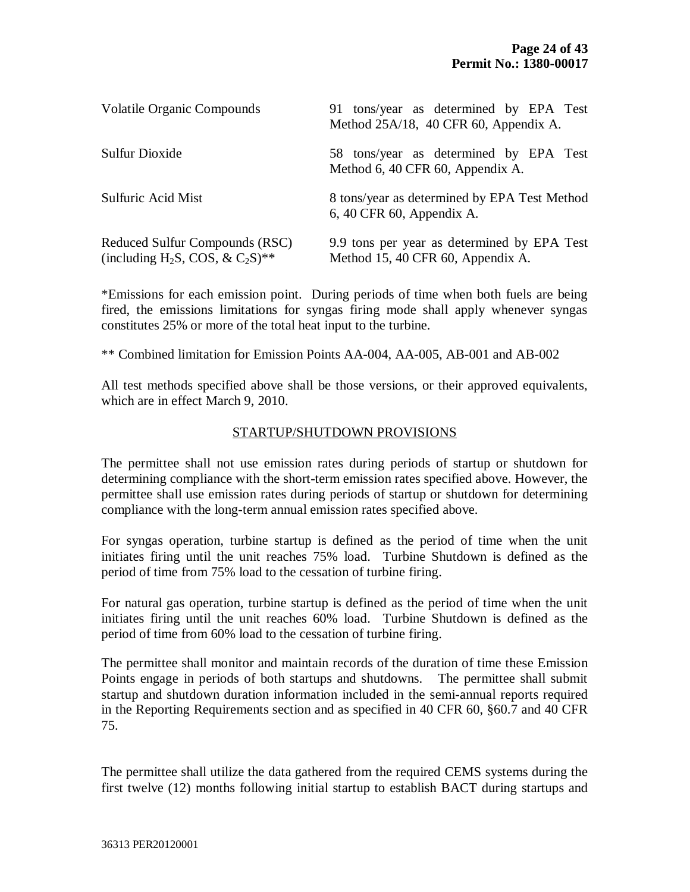| | |
|---|---|
| Volatile Organic Compounds | 91 tons/year as determined by EPA Test Method 25A/18, 40 CFR 60, Appendix A. |
| Sulfur Dioxide | 58 tons/year as determined by EPA Test Method 6, 40 CFR 60, Appendix A. |
| Sulfuric Acid Mist | 8 tons/year as determined by EPA Test Method 6, 40 CFR 60, Appendix A. |
| Reduced Sulfur Compounds (RSC) (including $H_2S$, COS, & $C_2S$)** | 9.9 tons per year as determined by EPA Test Method 15, 40 CFR 60, Appendix A. |

*Emissions for each emission point. During periods of time when both fuels are being fired, the emissions limitations for syngas firing mode shall apply whenever syngas constitutes 25% or more of the total heat input to the turbine.

** Combined limitation for Emission Points AA-004, AA-005, AB-001 and AB-002

All test methods specified above shall be those versions, or their approved equivalents, which are in effect March 9, 2010.

## STARTUP/SHUTDOWN PROVISIONS

The permittee shall not use emission rates during periods of startup or shutdown for determining compliance with the short-term emission rates specified above. However, the permittee shall use emission rates during periods of startup or shutdown for determining compliance with the long-term annual emission rates specified above.

For syngas operation, turbine startup is defined as the period of time when the unit initiates firing until the unit reaches 75% load. Turbine Shutdown is defined as the period of time from 75% load to the cessation of turbine firing.

For natural gas operation, turbine startup is defined as the period of time when the unit initiates firing until the unit reaches 60% load. Turbine Shutdown is defined as the period of time from 60% load to the cessation of turbine firing.

The permittee shall monitor and maintain records of the duration of time these Emission Points engage in periods of both startups and shutdowns. The permittee shall submit startup and shutdown duration information included in the semi-annual reports required in the Reporting Requirements section and as specified in 40 CFR 60, §60.7 and 40 CFR 75.

The permittee shall utilize the data gathered from the required CEMS systems during the first twelve (12) months following initial startup to establish BACT during startups and

36313 PER20120001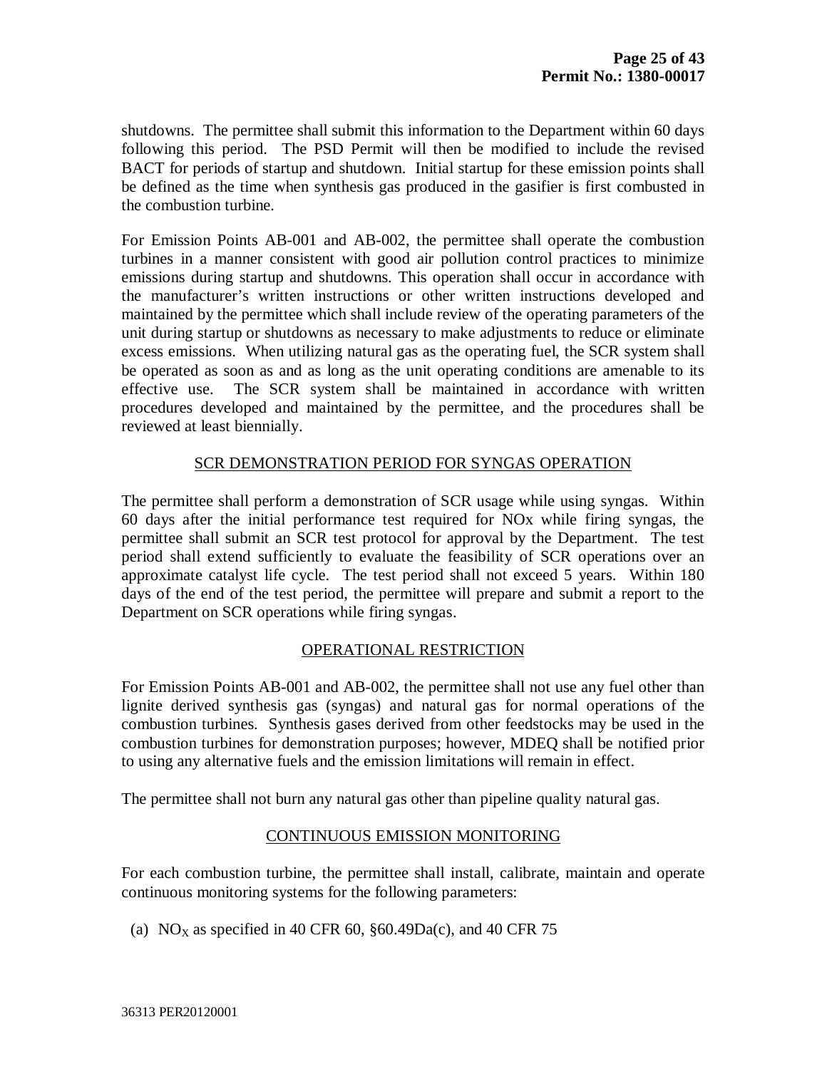shutdowns. The permittee shall submit this information to the Department within 60 days following this period. The PSD Permit will then be modified to include the revised BACT for periods of startup and shutdown. Initial startup for these emission points shall be defined as the time when synthesis gas produced in the gasifier is first combusted in the combustion turbine.

For Emission Points AB-001 and AB-002, the permittee shall operate the combustion turbines in a manner consistent with good air pollution control practices to minimize emissions during startup and shutdowns. This operation shall occur in accordance with the manufacturer's written instructions or other written instructions developed and maintained by the permittee which shall include review of the operating parameters of the unit during startup or shutdowns as necessary to make adjustments to reduce or eliminate excess emissions. When utilizing natural gas as the operating fuel, the SCR system shall be operated as soon as and as long as the unit operating conditions are amenable to its effective use. The SCR system shall be maintained in accordance with written procedures developed and maintained by the permittee, and the procedures shall be reviewed at least biennially.

## SCR DEMONSTRATION PERIOD FOR SYNGAS OPERATION

The permittee shall perform a demonstration of SCR usage while using syngas. Within 60 days after the initial performance test required for NOx while firing syngas, the permittee shall submit an SCR test protocol for approval by the Department. The test period shall extend sufficiently to evaluate the feasibility of SCR operations over an approximate catalyst life cycle. The test period shall not exceed 5 years. Within 180 days of the end of the test period, the permittee will prepare and submit a report to the Department on SCR operations while firing syngas.

## OPERATIONAL RESTRICTION

For Emission Points AB-001 and AB-002, the permittee shall not use any fuel other than lignite derived synthesis gas (syngas) and natural gas for normal operations of the combustion turbines. Synthesis gases derived from other feedstocks may be used in the combustion turbines for demonstration purposes; however, MDEQ shall be notified prior to using any alternative fuels and the emission limitations will remain in effect.

The permittee shall not burn any natural gas other than pipeline quality natural gas.

## CONTINUOUS EMISSION MONITORING

For each combustion turbine, the permittee shall install, calibrate, maintain and operate continuous monitoring systems for the following parameters:

(a) $NO_X$ as specified in 40 CFR 60, §60.49Da(c), and 40 CFR 75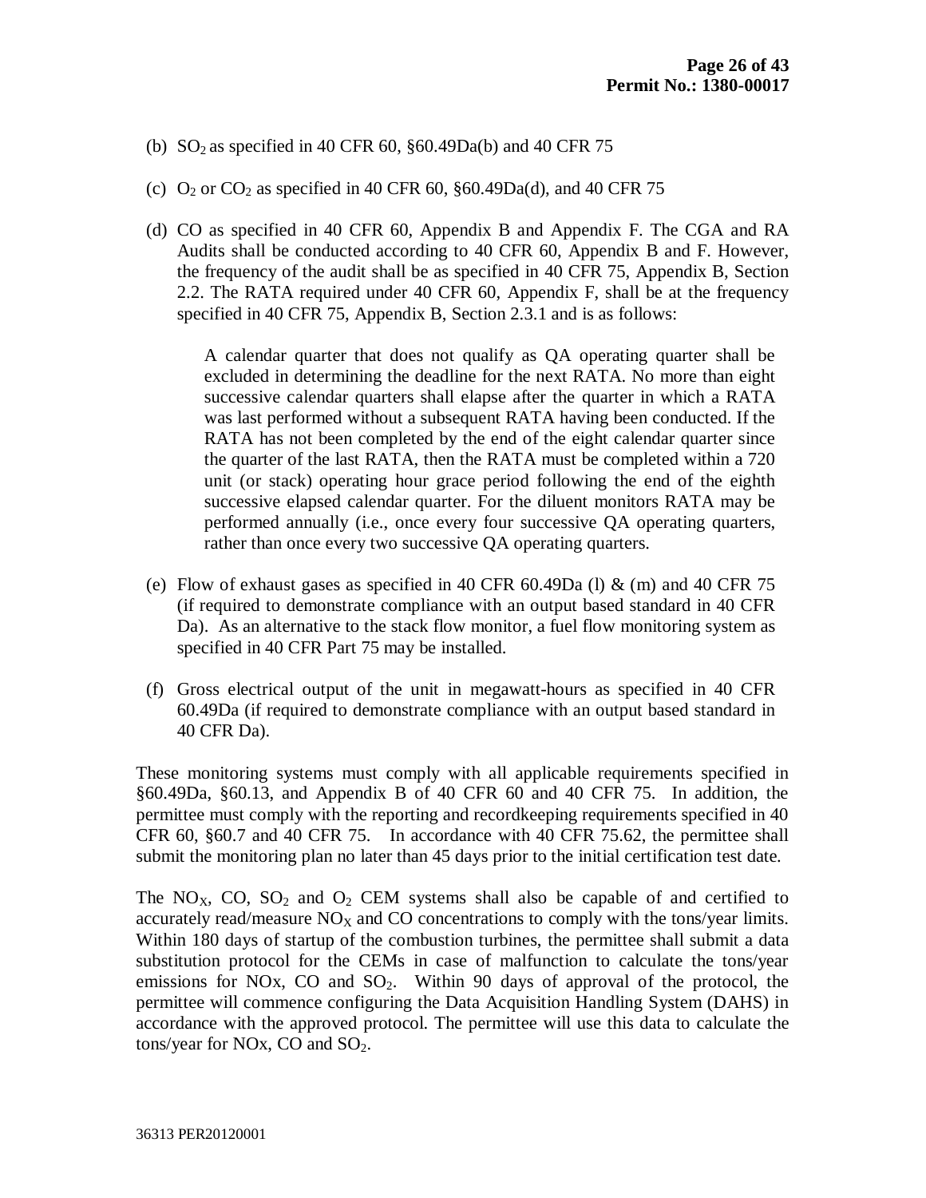(b) $SO_2$ as specified in 40 CFR 60, §60.49Da(b) and 40 CFR 75

(c) $O_2$ or $CO_2$ as specified in 40 CFR 60, §60.49Da(d), and 40 CFR 75

(d) CO as specified in 40 CFR 60, Appendix B and Appendix F. The CGA and RA Audits shall be conducted according to 40 CFR 60, Appendix B and F. However, the frequency of the audit shall be as specified in 40 CFR 75, Appendix B, Section 2.2. The RATA required under 40 CFR 60, Appendix F, shall be at the frequency specified in 40 CFR 75, Appendix B, Section 2.3.1 and is as follows:

> A calendar quarter that does not qualify as QA operating quarter shall be excluded in determining the deadline for the next RATA. No more than eight successive calendar quarters shall elapse after the quarter in which a RATA was last performed without a subsequent RATA having been conducted. If the RATA has not been completed by the end of the eight calendar quarter since the quarter of the last RATA, then the RATA must be completed within a 720 unit (or stack) operating hour grace period following the end of the eighth successive elapsed calendar quarter. For the diluent monitors RATA may be performed annually (i.e., once every four successive QA operating quarters, rather than once every two successive QA operating quarters.

(e) Flow of exhaust gases as specified in 40 CFR 60.49Da (l) & (m) and 40 CFR 75 (if required to demonstrate compliance with an output based standard in 40 CFR Da). As an alternative to the stack flow monitor, a fuel flow monitoring system as specified in 40 CFR Part 75 may be installed.

(f) Gross electrical output of the unit in megawatt-hours as specified in 40 CFR 60.49Da (if required to demonstrate compliance with an output based standard in 40 CFR Da).

These monitoring systems must comply with all applicable requirements specified in §60.49Da, §60.13, and Appendix B of 40 CFR 60 and 40 CFR 75. In addition, the permittee must comply with the reporting and recordkeeping requirements specified in 40 CFR 60, §60.7 and 40 CFR 75. In accordance with 40 CFR 75.62, the permittee shall submit the monitoring plan no later than 45 days prior to the initial certification test date.

The $NO_X$, CO, $SO_2$ and $O_2$ CEM systems shall also be capable of and certified to accurately read/measure $NO_X$ and CO concentrations to comply with the tons/year limits. Within 180 days of startup of the combustion turbines, the permittee shall submit a data substitution protocol for the CEMs in case of malfunction to calculate the tons/year emissions for NOx, CO and $SO_2$. Within 90 days of approval of the protocol, the permittee will commence configuring the Data Acquisition Handling System (DAHS) in accordance with the approved protocol. The permittee will use this data to calculate the tons/year for NOx, CO and $SO_2$.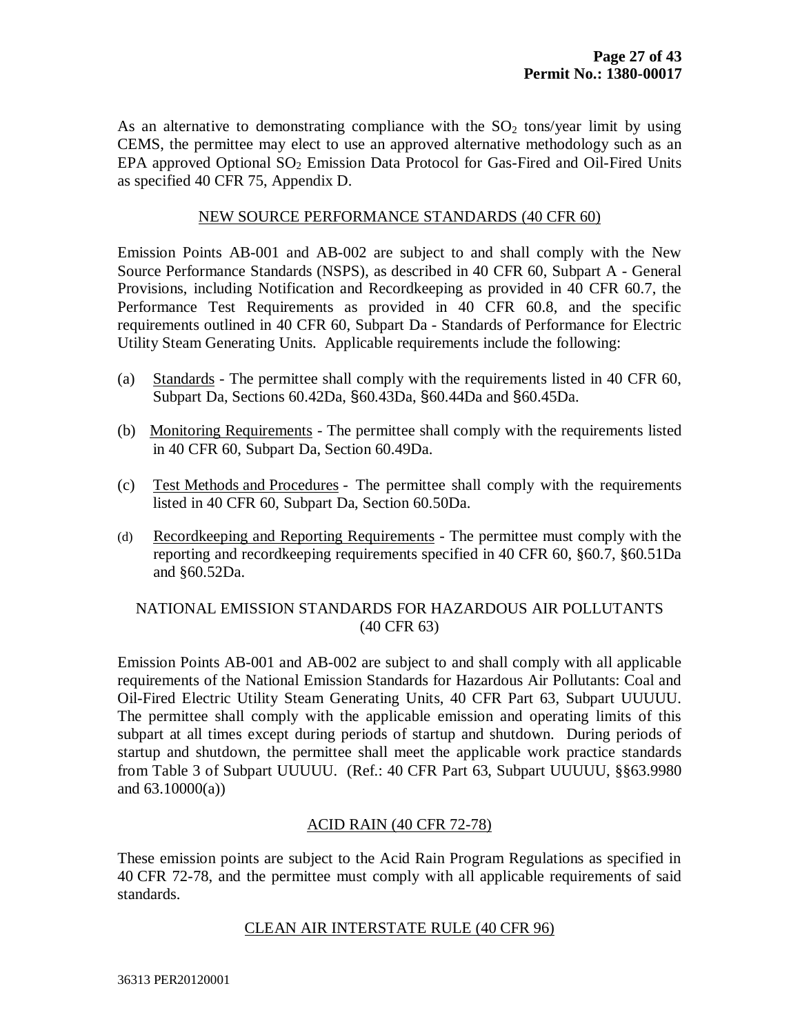As an alternative to demonstrating compliance with the $SO_2$ tons/year limit by using CEMS, the permittee may elect to use an approved alternative methodology such as an EPA approved Optional $SO_2$ Emission Data Protocol for Gas-Fired and Oil-Fired Units as specified 40 CFR 75, Appendix D.

## NEW SOURCE PERFORMANCE STANDARDS (40 CFR 60)

Emission Points AB-001 and AB-002 are subject to and shall comply with the New Source Performance Standards (NSPS), as described in 40 CFR 60, Subpart A - General Provisions, including Notification and Recordkeeping as provided in 40 CFR 60.7, the Performance Test Requirements as provided in 40 CFR 60.8, and the specific requirements outlined in 40 CFR 60, Subpart Da - Standards of Performance for Electric Utility Steam Generating Units. Applicable requirements include the following:

(a) Standards - The permittee shall comply with the requirements listed in 40 CFR 60, Subpart Da, Sections 60.42Da, §60.43Da, §60.44Da and §60.45Da.

(b) Monitoring Requirements - The permittee shall comply with the requirements listed in 40 CFR 60, Subpart Da, Section 60.49Da.

(c) Test Methods and Procedures - The permittee shall comply with the requirements listed in 40 CFR 60, Subpart Da, Section 60.50Da.

(d) Recordkeeping and Reporting Requirements - The permittee must comply with the reporting and recordkeeping requirements specified in 40 CFR 60, §60.7, §60.51Da and §60.52Da.

## NATIONAL EMISSION STANDARDS FOR HAZARDOUS AIR POLLUTANTS (40 CFR 63)

Emission Points AB-001 and AB-002 are subject to and shall comply with all applicable requirements of the National Emission Standards for Hazardous Air Pollutants: Coal and Oil-Fired Electric Utility Steam Generating Units, 40 CFR Part 63, Subpart UUUUU. The permittee shall comply with the applicable emission and operating limits of this subpart at all times except during periods of startup and shutdown. During periods of startup and shutdown, the permittee shall meet the applicable work practice standards from Table 3 of Subpart UUUUU. (Ref.: 40 CFR Part 63, Subpart UUUUU, §§63.9980 and 63.10000(a))

## ACID RAIN (40 CFR 72-78)

These emission points are subject to the Acid Rain Program Regulations as specified in 40 CFR 72-78, and the permittee must comply with all applicable requirements of said standards.

## CLEAN AIR INTERSTATE RULE (40 CFR 96)

36313 PER20120001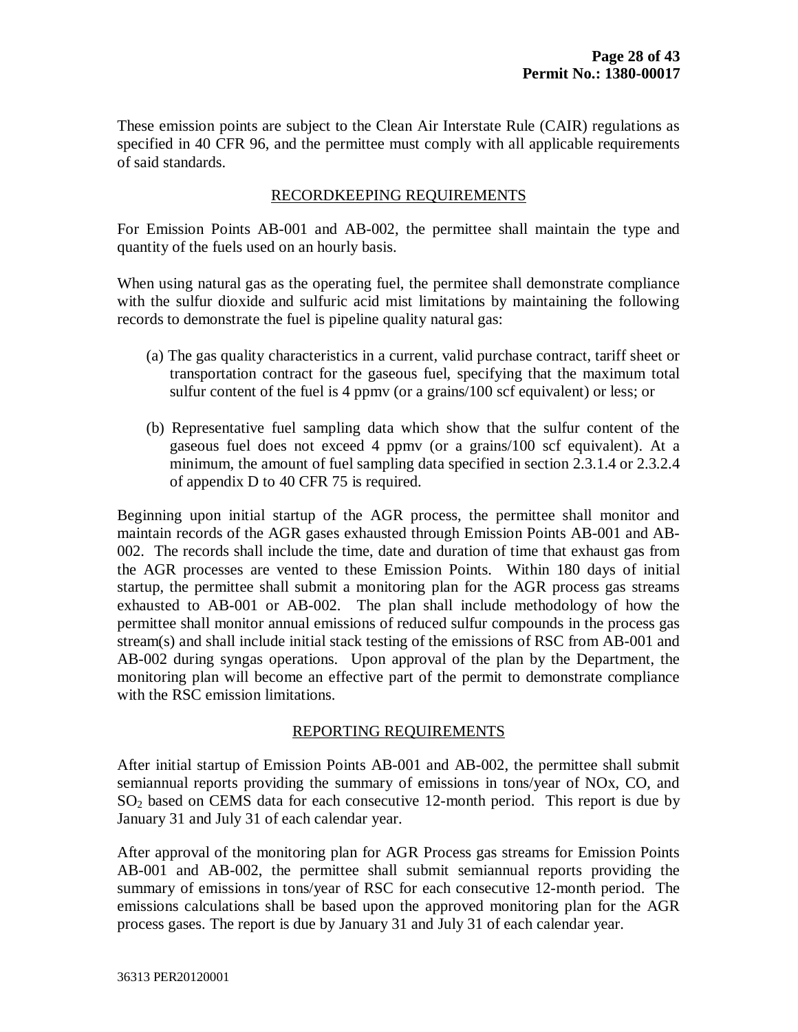These emission points are subject to the Clean Air Interstate Rule (CAIR) regulations as specified in 40 CFR 96, and the permittee must comply with all applicable requirements of said standards.

## RECORDKEEPING REQUIREMENTS

For Emission Points AB-001 and AB-002, the permittee shall maintain the type and quantity of the fuels used on an hourly basis.

When using natural gas as the operating fuel, the permitee shall demonstrate compliance with the sulfur dioxide and sulfuric acid mist limitations by maintaining the following records to demonstrate the fuel is pipeline quality natural gas:

(a) The gas quality characteristics in a current, valid purchase contract, tariff sheet or transportation contract for the gaseous fuel, specifying that the maximum total sulfur content of the fuel is 4 ppmv (or a grains/100 scf equivalent) or less; or

(b) Representative fuel sampling data which show that the sulfur content of the gaseous fuel does not exceed 4 ppmv (or a grains/100 scf equivalent). At a minimum, the amount of fuel sampling data specified in section 2.3.1.4 or 2.3.2.4 of appendix D to 40 CFR 75 is required.

Beginning upon initial startup of the AGR process, the permittee shall monitor and maintain records of the AGR gases exhausted through Emission Points AB-001 and AB-002. The records shall include the time, date and duration of time that exhaust gas from the AGR processes are vented to these Emission Points. Within 180 days of initial startup, the permittee shall submit a monitoring plan for the AGR process gas streams exhausted to AB-001 or AB-002. The plan shall include methodology of how the permittee shall monitor annual emissions of reduced sulfur compounds in the process gas stream(s) and shall include initial stack testing of the emissions of RSC from AB-001 and AB-002 during syngas operations. Upon approval of the plan by the Department, the monitoring plan will become an effective part of the permit to demonstrate compliance with the RSC emission limitations.

## REPORTING REQUIREMENTS

After initial startup of Emission Points AB-001 and AB-002, the permittee shall submit semiannual reports providing the summary of emissions in tons/year of NOx, CO, and $SO_2$ based on CEMS data for each consecutive 12-month period. This report is due by January 31 and July 31 of each calendar year.

After approval of the monitoring plan for AGR Process gas streams for Emission Points AB-001 and AB-002, the permittee shall submit semiannual reports providing the summary of emissions in tons/year of RSC for each consecutive 12-month period. The emissions calculations shall be based upon the approved monitoring plan for the AGR process gases. The report is due by January 31 and July 31 of each calendar year.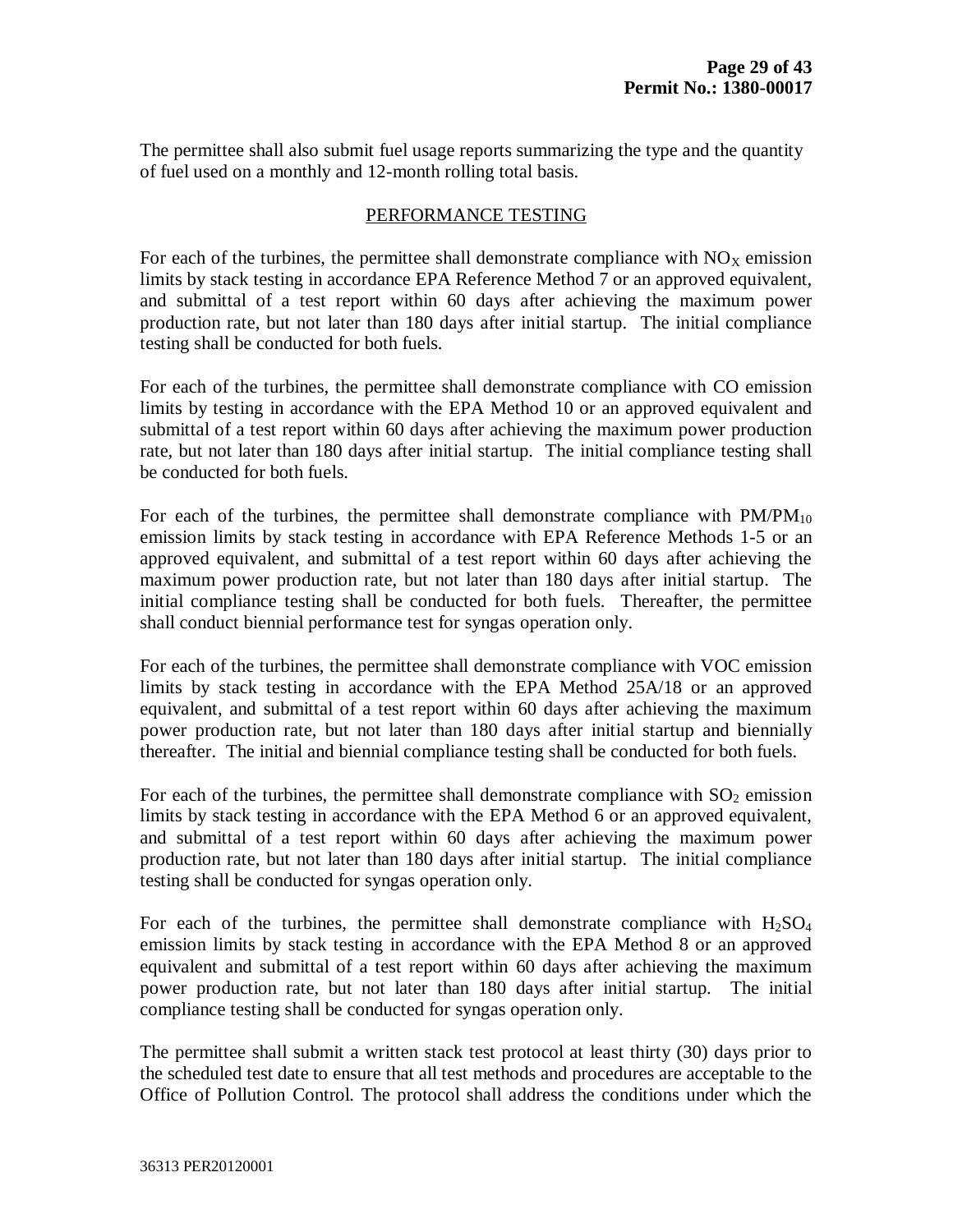The permittee shall also submit fuel usage reports summarizing the type and the quantity of fuel used on a monthly and 12-month rolling total basis.

## PERFORMANCE TESTING

For each of the turbines, the permittee shall demonstrate compliance with $NO_X$ emission limits by stack testing in accordance EPA Reference Method 7 or an approved equivalent, and submittal of a test report within 60 days after achieving the maximum power production rate, but not later than 180 days after initial startup. The initial compliance testing shall be conducted for both fuels.

For each of the turbines, the permittee shall demonstrate compliance with CO emission limits by testing in accordance with the EPA Method 10 or an approved equivalent and submittal of a test report within 60 days after achieving the maximum power production rate, but not later than 180 days after initial startup. The initial compliance testing shall be conducted for both fuels.

For each of the turbines, the permittee shall demonstrate compliance with $PM/PM_{10}$ emission limits by stack testing in accordance with EPA Reference Methods 1-5 or an approved equivalent, and submittal of a test report within 60 days after achieving the maximum power production rate, but not later than 180 days after initial startup. The initial compliance testing shall be conducted for both fuels. Thereafter, the permittee shall conduct biennial performance test for syngas operation only.

For each of the turbines, the permittee shall demonstrate compliance with VOC emission limits by stack testing in accordance with the EPA Method 25A/18 or an approved equivalent, and submittal of a test report within 60 days after achieving the maximum power production rate, but not later than 180 days after initial startup and biennially thereafter. The initial and biennial compliance testing shall be conducted for both fuels.

For each of the turbines, the permittee shall demonstrate compliance with $SO_2$ emission limits by stack testing in accordance with the EPA Method 6 or an approved equivalent, and submittal of a test report within 60 days after achieving the maximum power production rate, but not later than 180 days after initial startup. The initial compliance testing shall be conducted for syngas operation only.

For each of the turbines, the permittee shall demonstrate compliance with $H_2SO_4$ emission limits by stack testing in accordance with the EPA Method 8 or an approved equivalent and submittal of a test report within 60 days after achieving the maximum power production rate, but not later than 180 days after initial startup. The initial compliance testing shall be conducted for syngas operation only.

The permittee shall submit a written stack test protocol at least thirty (30) days prior to the scheduled test date to ensure that all test methods and procedures are acceptable to the Office of Pollution Control. The protocol shall address the conditions under which the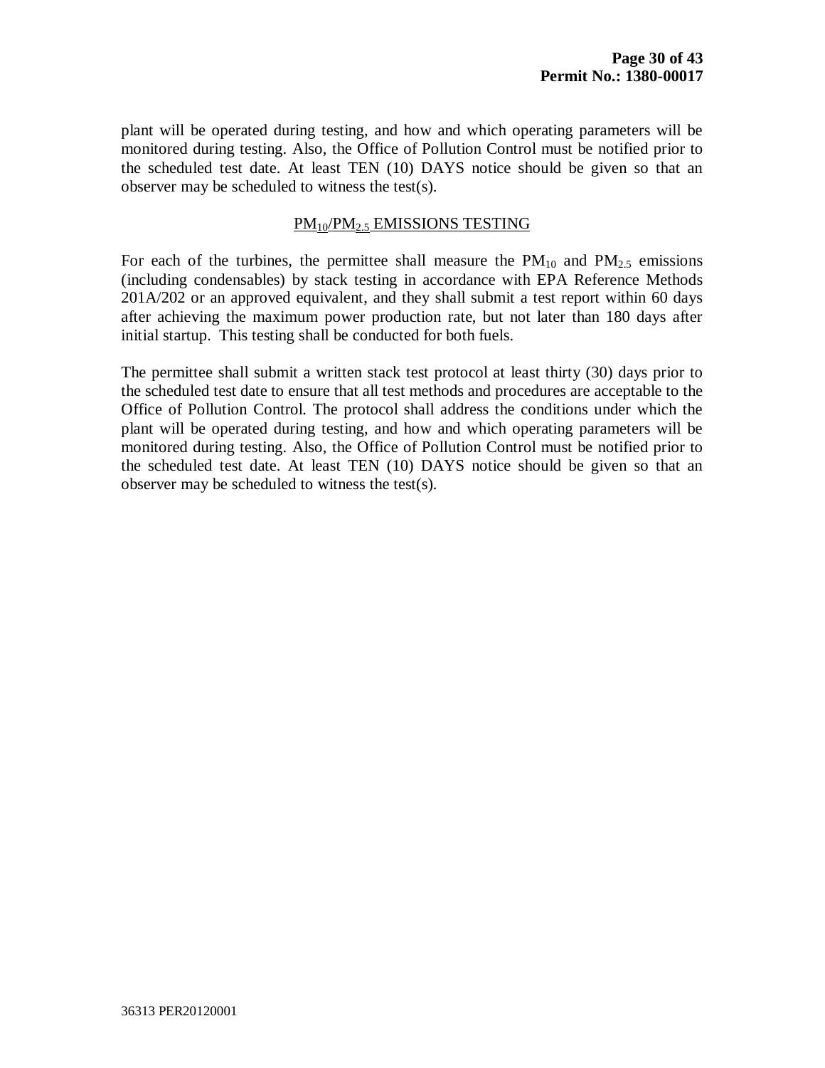plant will be operated during testing, and how and which operating parameters will be monitored during testing. Also, the Office of Pollution Control must be notified prior to the scheduled test date. At least TEN (10) DAYS notice should be given so that an observer may be scheduled to witness the test(s).

## $PM_{10}$/$PM_{2.5}$ EMISSIONS TESTING

For each of the turbines, the permittee shall measure the $PM_{10}$ and $PM_{2.5}$ emissions (including condensables) by stack testing in accordance with EPA Reference Methods 201A/202 or an approved equivalent, and they shall submit a test report within 60 days after achieving the maximum power production rate, but not later than 180 days after initial startup. This testing shall be conducted for both fuels.

The permittee shall submit a written stack test protocol at least thirty (30) days prior to the scheduled test date to ensure that all test methods and procedures are acceptable to the Office of Pollution Control. The protocol shall address the conditions under which the plant will be operated during testing, and how and which operating parameters will be monitored during testing. Also, the Office of Pollution Control must be notified prior to the scheduled test date. At least TEN (10) DAYS notice should be given so that an observer may be scheduled to witness the test(s).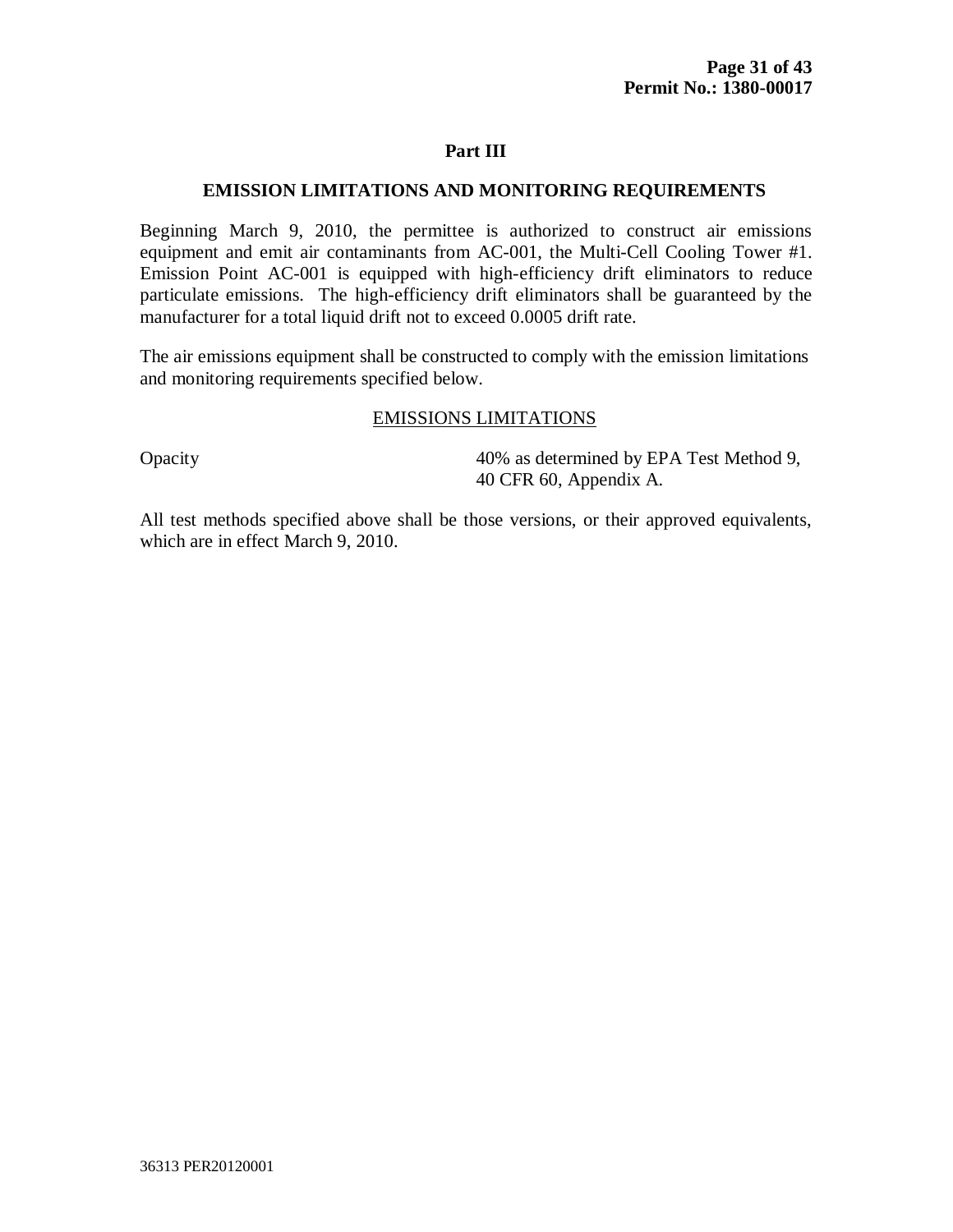## Part III

### EMISSION LIMITATIONS AND MONITORING REQUIREMENTS

Beginning March 9, 2010, the permittee is authorized to construct air emissions equipment and emit air contaminants from AC-001, the Multi-Cell Cooling Tower #1. Emission Point AC-001 is equipped with high-efficiency drift eliminators to reduce particulate emissions. The high-efficiency drift eliminators shall be guaranteed by the manufacturer for a total liquid drift not to exceed 0.0005 drift rate.

The air emissions equipment shall be constructed to comply with the emission limitations and monitoring requirements specified below.

EMISSIONS LIMITATIONS

| | |
|---|---|
| Opacity | 40% as determined by EPA Test Method 9, 40 CFR 60, Appendix A. |

All test methods specified above shall be those versions, or their approved equivalents, which are in effect March 9, 2010.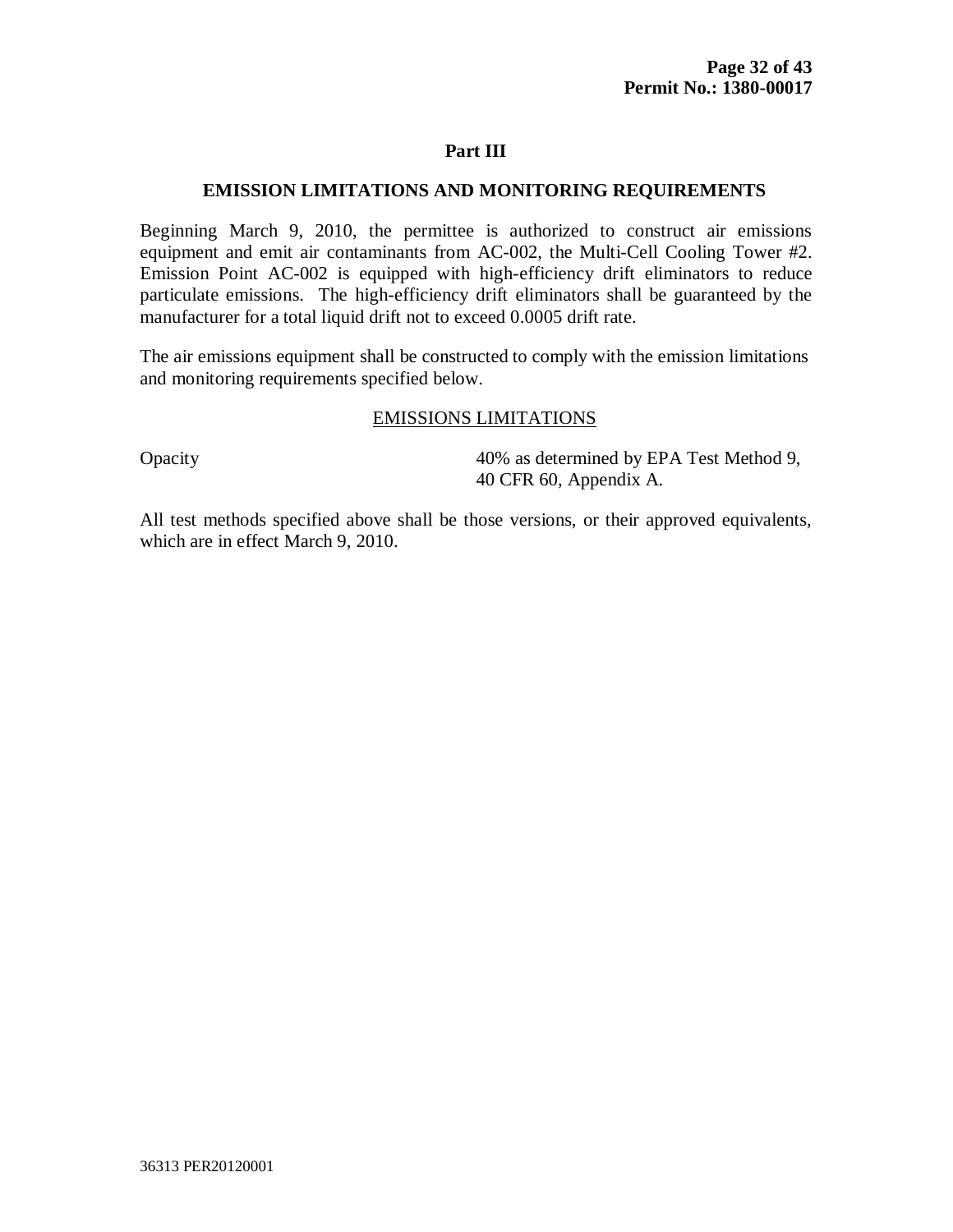## Part III

### EMISSION LIMITATIONS AND MONITORING REQUIREMENTS

Beginning March 9, 2010, the permittee is authorized to construct air emissions equipment and emit air contaminants from AC-002, the Multi-Cell Cooling Tower #2. Emission Point AC-002 is equipped with high-efficiency drift eliminators to reduce particulate emissions. The high-efficiency drift eliminators shall be guaranteed by the manufacturer for a total liquid drift not to exceed 0.0005 drift rate.

The air emissions equipment shall be constructed to comply with the emission limitations and monitoring requirements specified below.

EMISSIONS LIMITATIONS

| | |
|---|---|
| Opacity | 40% as determined by EPA Test Method 9, 40 CFR 60, Appendix A. |

All test methods specified above shall be those versions, or their approved equivalents, which are in effect March 9, 2010.

36313 PER20120001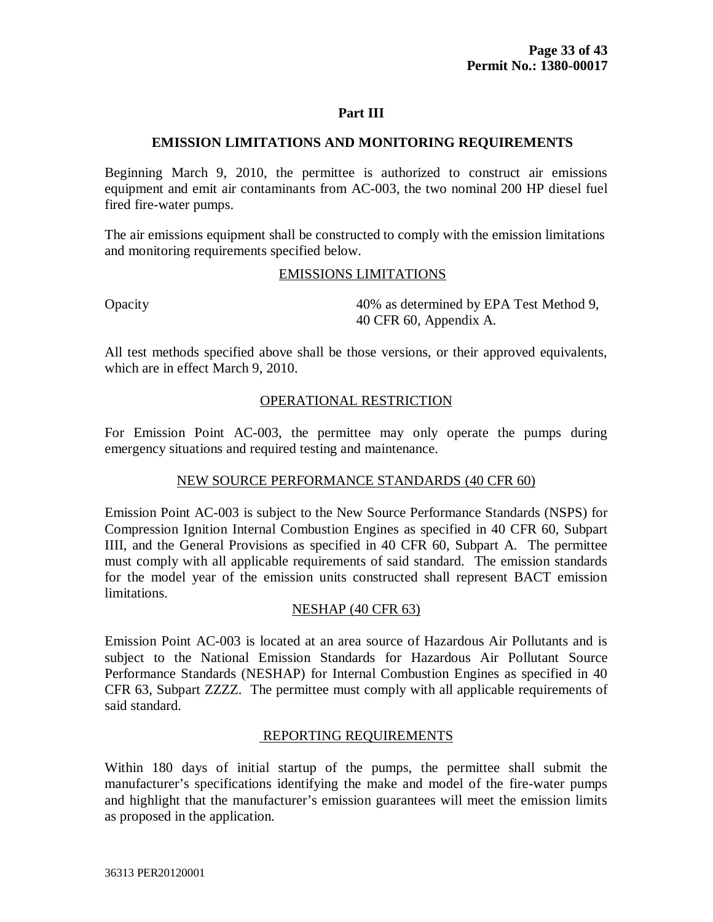## Part III

## EMISSION LIMITATIONS AND MONITORING REQUIREMENTS

Beginning March 9, 2010, the permittee is authorized to construct air emissions equipment and emit air contaminants from AC-003, the two nominal 200 HP diesel fuel fired fire-water pumps.

The air emissions equipment shall be constructed to comply with the emission limitations and monitoring requirements specified below.

### EMISSIONS LIMITATIONS

| | |
|---|---|
| Opacity | 40% as determined by EPA Test Method 9, 40 CFR 60, Appendix A. |

All test methods specified above shall be those versions, or their approved equivalents, which are in effect March 9, 2010.

### OPERATIONAL RESTRICTION

For Emission Point AC-003, the permittee may only operate the pumps during emergency situations and required testing and maintenance.

### NEW SOURCE PERFORMANCE STANDARDS (40 CFR 60)

Emission Point AC-003 is subject to the New Source Performance Standards (NSPS) for Compression Ignition Internal Combustion Engines as specified in 40 CFR 60, Subpart IIII, and the General Provisions as specified in 40 CFR 60, Subpart A. The permittee must comply with all applicable requirements of said standard. The emission standards for the model year of the emission units constructed shall represent BACT emission limitations.

### NESHAP (40 CFR 63)

Emission Point AC-003 is located at an area source of Hazardous Air Pollutants and is subject to the National Emission Standards for Hazardous Air Pollutant Source Performance Standards (NESHAP) for Internal Combustion Engines as specified in 40 CFR 63, Subpart ZZZZ. The permittee must comply with all applicable requirements of said standard.

### REPORTING REQUIREMENTS

Within 180 days of initial startup of the pumps, the permittee shall submit the manufacturer's specifications identifying the make and model of the fire-water pumps and highlight that the manufacturer's emission guarantees will meet the emission limits as proposed in the application.

36313 PER20120001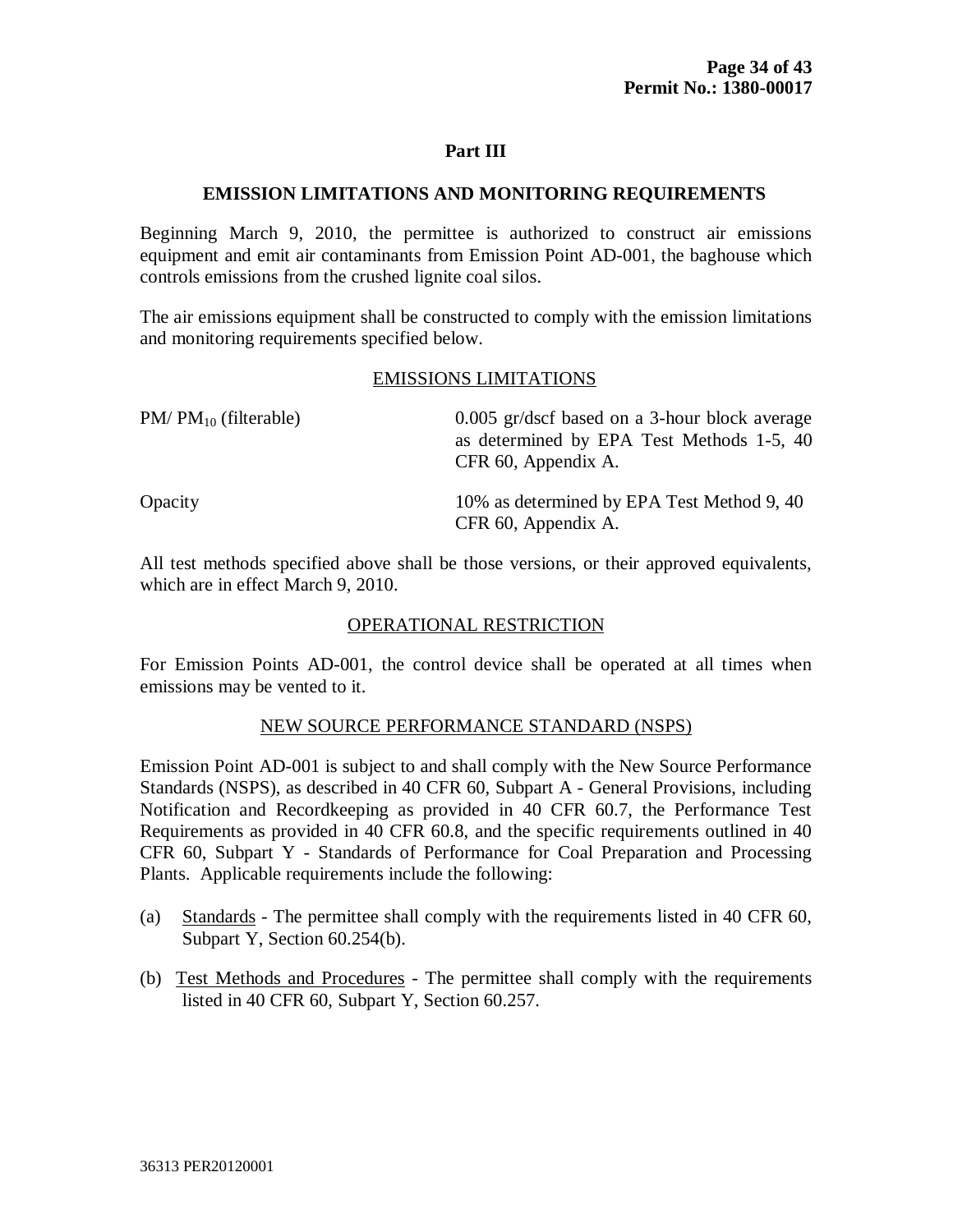## Part III

## EMISSION LIMITATIONS AND MONITORING REQUIREMENTS

Beginning March 9, 2010, the permittee is authorized to construct air emissions equipment and emit air contaminants from Emission Point AD-001, the baghouse which controls emissions from the crushed lignite coal silos.

The air emissions equipment shall be constructed to comply with the emission limitations and monitoring requirements specified below.

### EMISSIONS LIMITATIONS

| | |
|---|---|
| PM/ $PM_{10}$ (filterable) | 0.005 gr/dscf based on a 3-hour block average as determined by EPA Test Methods 1-5, 40 CFR 60, Appendix A. |
| Opacity | 10% as determined by EPA Test Method 9, 40 CFR 60, Appendix A. |

All test methods specified above shall be those versions, or their approved equivalents, which are in effect March 9, 2010.

### OPERATIONAL RESTRICTION

For Emission Points AD-001, the control device shall be operated at all times when emissions may be vented to it.

### NEW SOURCE PERFORMANCE STANDARD (NSPS)

Emission Point AD-001 is subject to and shall comply with the New Source Performance Standards (NSPS), as described in 40 CFR 60, Subpart A - General Provisions, including Notification and Recordkeeping as provided in 40 CFR 60.7, the Performance Test Requirements as provided in 40 CFR 60.8, and the specific requirements outlined in 40 CFR 60, Subpart Y - Standards of Performance for Coal Preparation and Processing Plants. Applicable requirements include the following:

(a) Standards - The permittee shall comply with the requirements listed in 40 CFR 60, Subpart Y, Section 60.254(b).

(b) Test Methods and Procedures - The permittee shall comply with the requirements listed in 40 CFR 60, Subpart Y, Section 60.257.

36313 PER20120001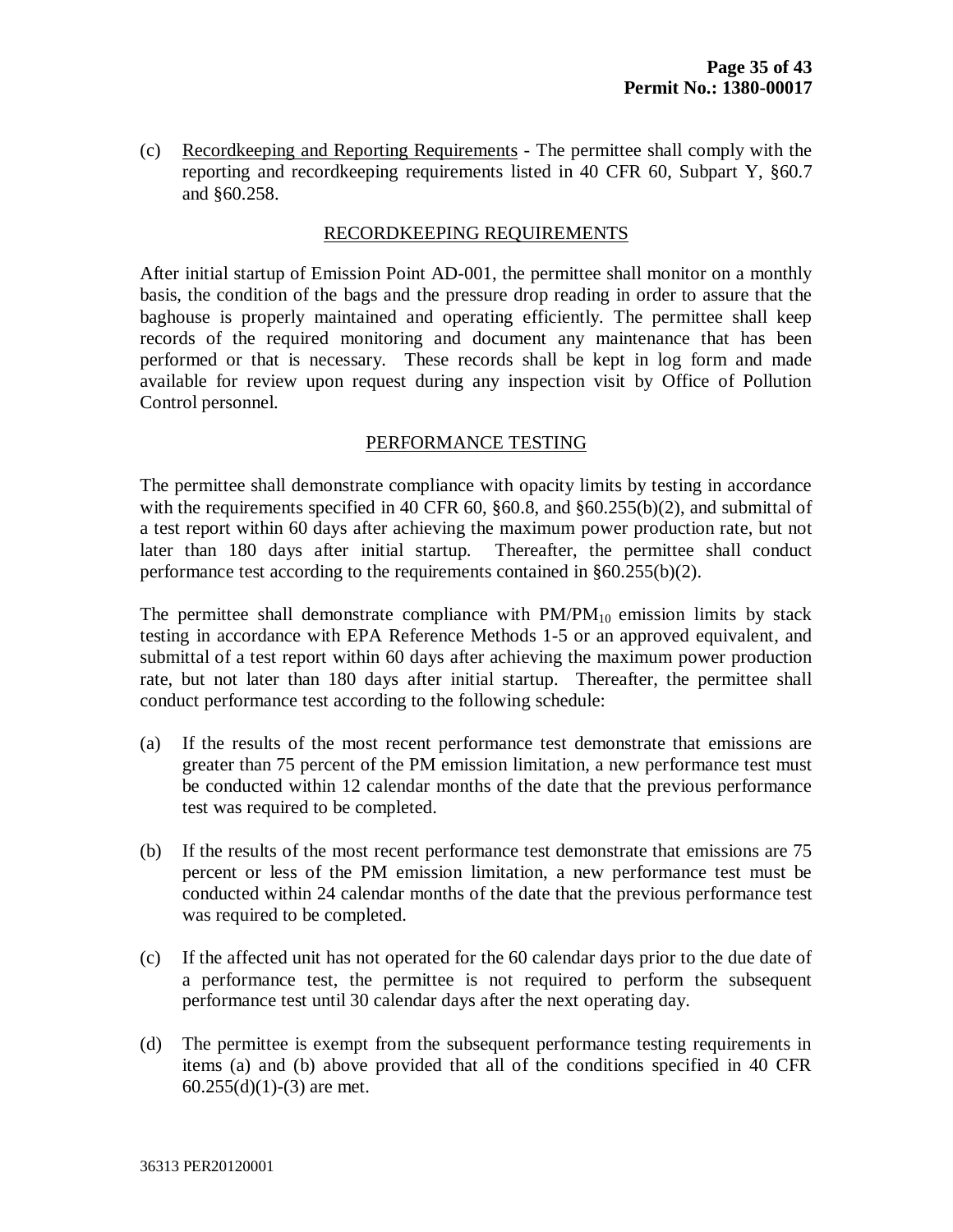(c) Recordkeeping and Reporting Requirements - The permittee shall comply with the reporting and recordkeeping requirements listed in 40 CFR 60, Subpart Y, §60.7 and §60.258.

## RECORDKEEPING REQUIREMENTS

After initial startup of Emission Point AD-001, the permittee shall monitor on a monthly basis, the condition of the bags and the pressure drop reading in order to assure that the baghouse is properly maintained and operating efficiently. The permittee shall keep records of the required monitoring and document any maintenance that has been performed or that is necessary. These records shall be kept in log form and made available for review upon request during any inspection visit by Office of Pollution Control personnel.

## PERFORMANCE TESTING

The permittee shall demonstrate compliance with opacity limits by testing in accordance with the requirements specified in 40 CFR 60, §60.8, and §60.255(b)(2), and submittal of a test report within 60 days after achieving the maximum power production rate, but not later than 180 days after initial startup. Thereafter, the permittee shall conduct performance test according to the requirements contained in §60.255(b)(2).

The permittee shall demonstrate compliance with $PM/PM_{10}$ emission limits by stack testing in accordance with EPA Reference Methods 1-5 or an approved equivalent, and submittal of a test report within 60 days after achieving the maximum power production rate, but not later than 180 days after initial startup. Thereafter, the permittee shall conduct performance test according to the following schedule:

(a) If the results of the most recent performance test demonstrate that emissions are greater than 75 percent of the PM emission limitation, a new performance test must be conducted within 12 calendar months of the date that the previous performance test was required to be completed.

(b) If the results of the most recent performance test demonstrate that emissions are 75 percent or less of the PM emission limitation, a new performance test must be conducted within 24 calendar months of the date that the previous performance test was required to be completed.

(c) If the affected unit has not operated for the 60 calendar days prior to the due date of a performance test, the permittee is not required to perform the subsequent performance test until 30 calendar days after the next operating day.

(d) The permittee is exempt from the subsequent performance testing requirements in items (a) and (b) above provided that all of the conditions specified in 40 CFR 60.255(d)(1)-(3) are met.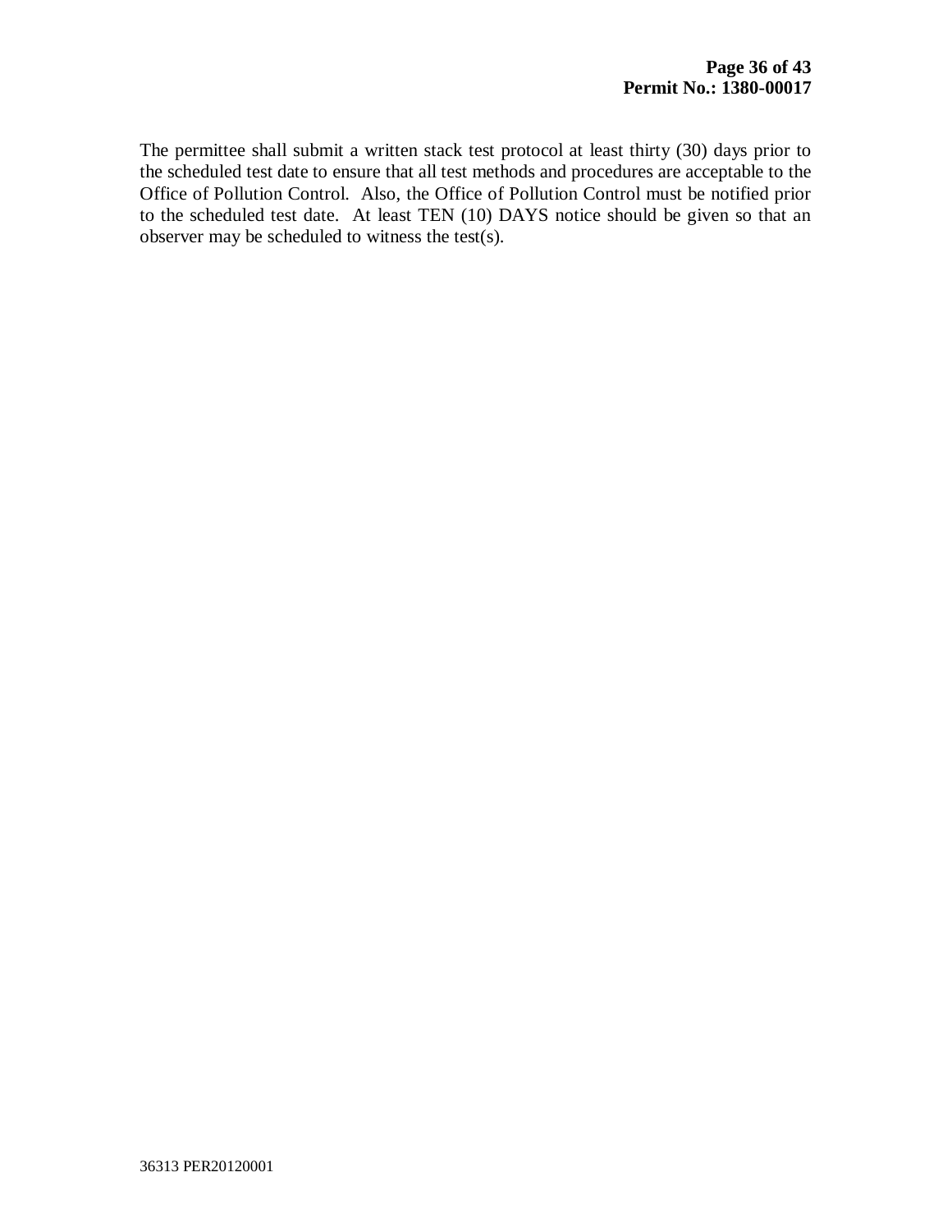The permittee shall submit a written stack test protocol at least thirty (30) days prior to the scheduled test date to ensure that all test methods and procedures are acceptable to the Office of Pollution Control. Also, the Office of Pollution Control must be notified prior to the scheduled test date. At least TEN (10) DAYS notice should be given so that an observer may be scheduled to witness the test(s).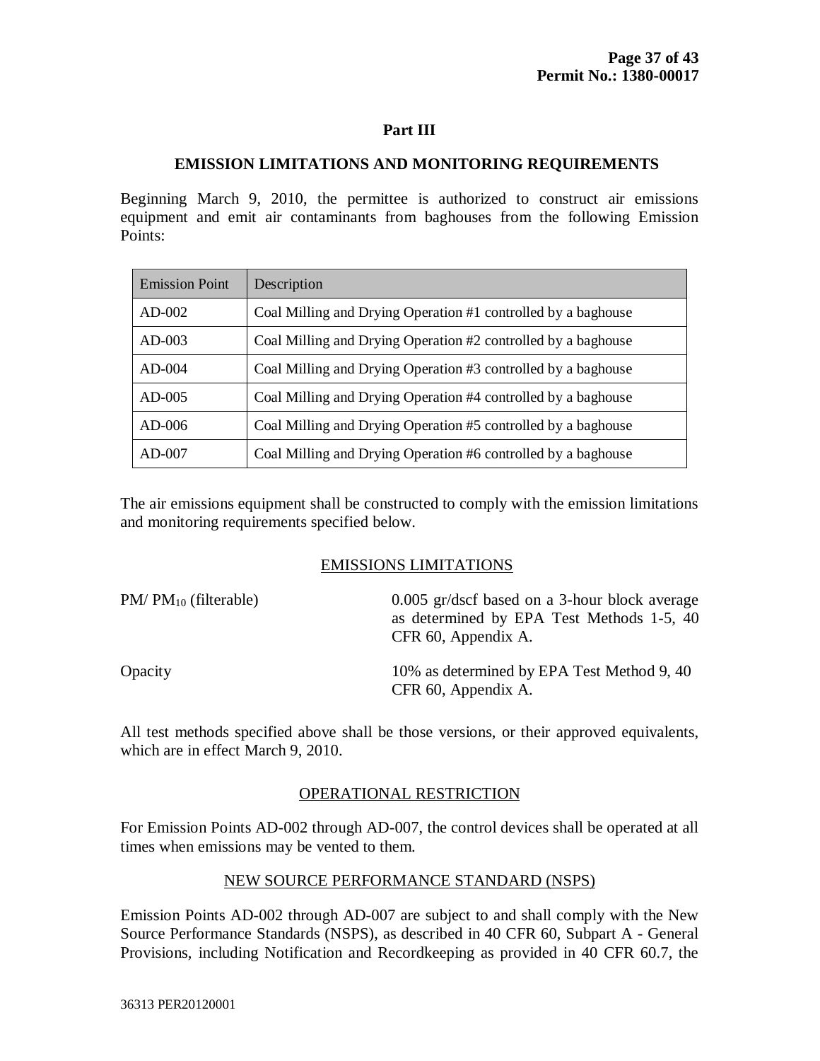## Part III

## EMISSION LIMITATIONS AND MONITORING REQUIREMENTS

Beginning March 9, 2010, the permittee is authorized to construct air emissions equipment and emit air contaminants from baghouses from the following Emission Points:

| Emission Point | Description |
|---|---|
| AD-002 | Coal Milling and Drying Operation #1 controlled by a baghouse |
| AD-003 | Coal Milling and Drying Operation #2 controlled by a baghouse |
| AD-004 | Coal Milling and Drying Operation #3 controlled by a baghouse |
| AD-005 | Coal Milling and Drying Operation #4 controlled by a baghouse |
| AD-006 | Coal Milling and Drying Operation #5 controlled by a baghouse |
| AD-007 | Coal Milling and Drying Operation #6 controlled by a baghouse |

The air emissions equipment shall be constructed to comply with the emission limitations and monitoring requirements specified below.

### EMISSIONS LIMITATIONS

| | |
|---|---|
| PM/ $PM_{10}$ (filterable) | 0.005 gr/dscf based on a 3-hour block average as determined by EPA Test Methods 1-5, 40 CFR 60, Appendix A. |
| Opacity | 10% as determined by EPA Test Method 9, 40 CFR 60, Appendix A. |

All test methods specified above shall be those versions, or their approved equivalents, which are in effect March 9, 2010.

### OPERATIONAL RESTRICTION

For Emission Points AD-002 through AD-007, the control devices shall be operated at all times when emissions may be vented to them.

### NEW SOURCE PERFORMANCE STANDARD (NSPS)

Emission Points AD-002 through AD-007 are subject to and shall comply with the New Source Performance Standards (NSPS), as described in 40 CFR 60, Subpart A - General Provisions, including Notification and Recordkeeping as provided in 40 CFR 60.7, the

36313 PER20120001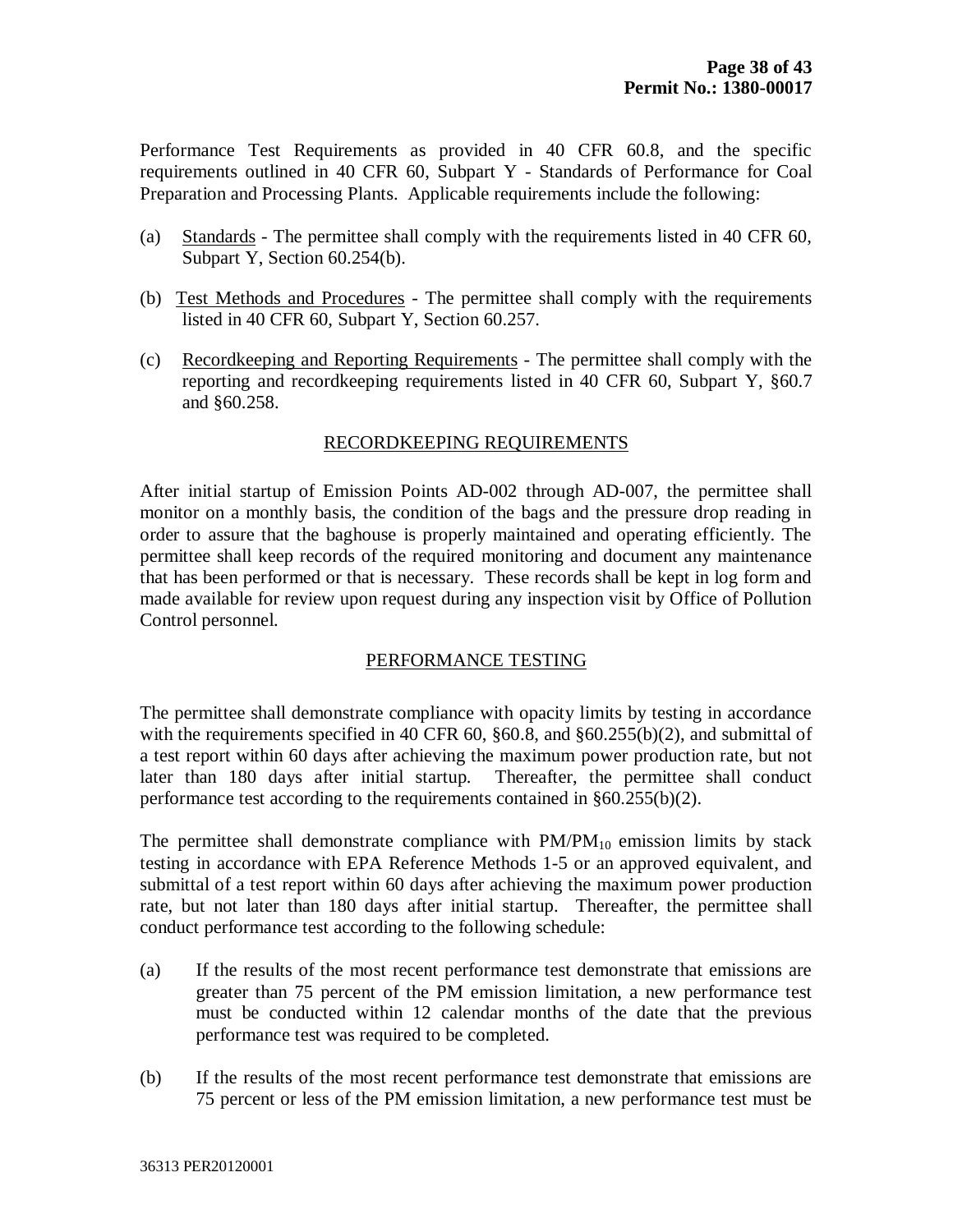Performance Test Requirements as provided in 40 CFR 60.8, and the specific requirements outlined in 40 CFR 60, Subpart Y - Standards of Performance for Coal Preparation and Processing Plants. Applicable requirements include the following:

(a) Standards - The permittee shall comply with the requirements listed in 40 CFR 60, Subpart Y, Section 60.254(b).

(b) Test Methods and Procedures - The permittee shall comply with the requirements listed in 40 CFR 60, Subpart Y, Section 60.257.

(c) Recordkeeping and Reporting Requirements - The permittee shall comply with the reporting and recordkeeping requirements listed in 40 CFR 60, Subpart Y, §60.7 and §60.258.

## RECORDKEEPING REQUIREMENTS

After initial startup of Emission Points AD-002 through AD-007, the permittee shall monitor on a monthly basis, the condition of the bags and the pressure drop reading in order to assure that the baghouse is properly maintained and operating efficiently. The permittee shall keep records of the required monitoring and document any maintenance that has been performed or that is necessary. These records shall be kept in log form and made available for review upon request during any inspection visit by Office of Pollution Control personnel.

## PERFORMANCE TESTING

The permittee shall demonstrate compliance with opacity limits by testing in accordance with the requirements specified in 40 CFR 60, §60.8, and §60.255(b)(2), and submittal of a test report within 60 days after achieving the maximum power production rate, but not later than 180 days after initial startup. Thereafter, the permittee shall conduct performance test according to the requirements contained in §60.255(b)(2).

The permittee shall demonstrate compliance with PM/$PM_{10}$ emission limits by stack testing in accordance with EPA Reference Methods 1-5 or an approved equivalent, and submittal of a test report within 60 days after achieving the maximum power production rate, but not later than 180 days after initial startup. Thereafter, the permittee shall conduct performance test according to the following schedule:

(a) If the results of the most recent performance test demonstrate that emissions are greater than 75 percent of the PM emission limitation, a new performance test must be conducted within 12 calendar months of the date that the previous performance test was required to be completed.

(b) If the results of the most recent performance test demonstrate that emissions are 75 percent or less of the PM emission limitation, a new performance test must be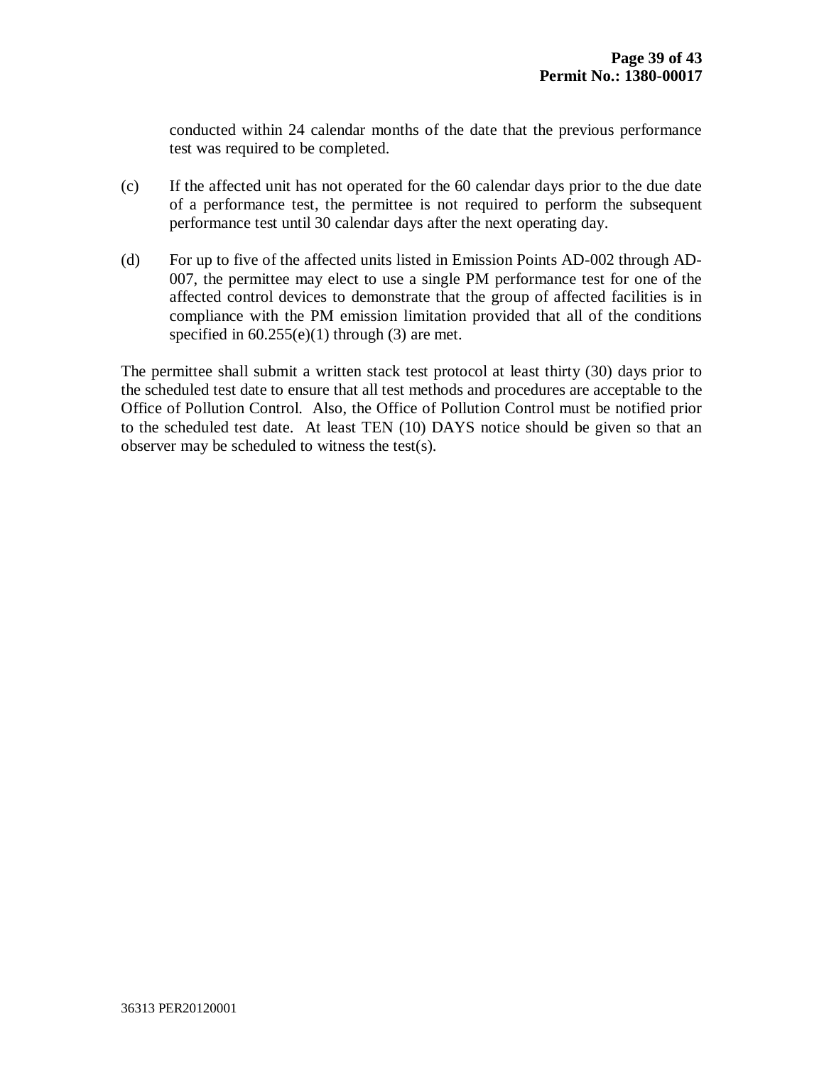conducted within 24 calendar months of the date that the previous performance test was required to be completed.

(c) If the affected unit has not operated for the 60 calendar days prior to the due date of a performance test, the permittee is not required to perform the subsequent performance test until 30 calendar days after the next operating day.

(d) For up to five of the affected units listed in Emission Points AD-002 through AD-007, the permittee may elect to use a single PM performance test for one of the affected control devices to demonstrate that the group of affected facilities is in compliance with the PM emission limitation provided that all of the conditions specified in 60.255(e)(1) through (3) are met.

The permittee shall submit a written stack test protocol at least thirty (30) days prior to the scheduled test date to ensure that all test methods and procedures are acceptable to the Office of Pollution Control. Also, the Office of Pollution Control must be notified prior to the scheduled test date. At least TEN (10) DAYS notice should be given so that an observer may be scheduled to witness the test(s).

36313 PER20120001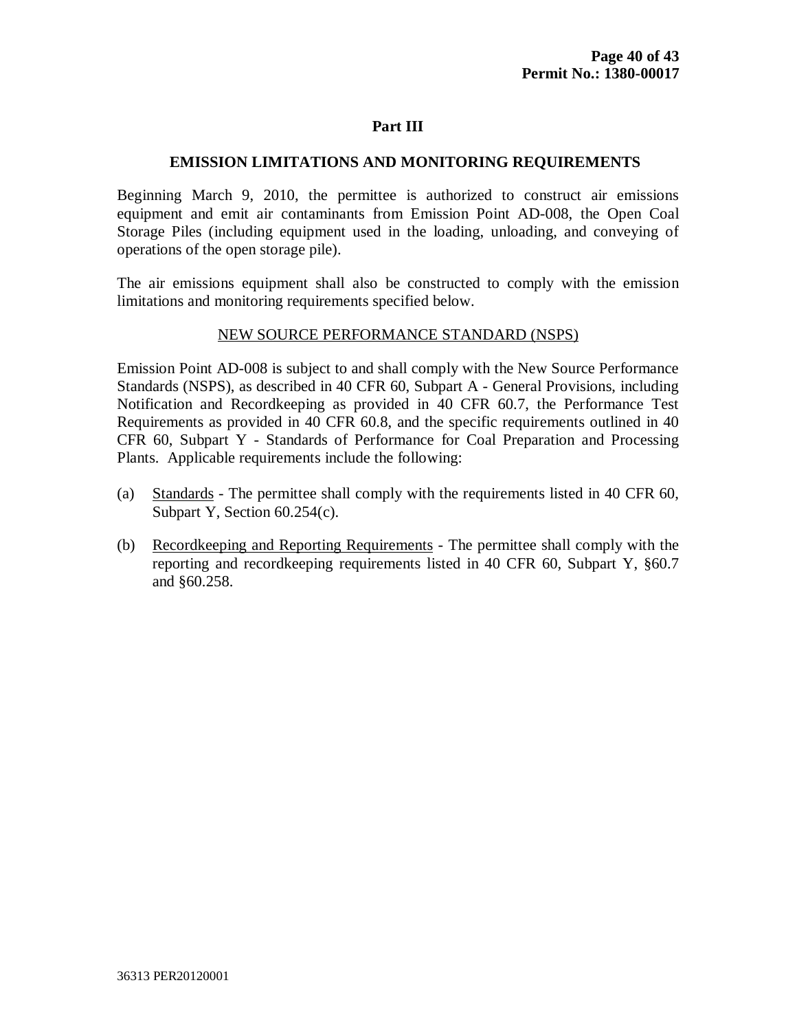## Part III

### EMISSION LIMITATIONS AND MONITORING REQUIREMENTS

Beginning March 9, 2010, the permittee is authorized to construct air emissions equipment and emit air contaminants from Emission Point AD-008, the Open Coal Storage Piles (including equipment used in the loading, unloading, and conveying of operations of the open storage pile).

The air emissions equipment shall also be constructed to comply with the emission limitations and monitoring requirements specified below.

NEW SOURCE PERFORMANCE STANDARD (NSPS)

Emission Point AD-008 is subject to and shall comply with the New Source Performance Standards (NSPS), as described in 40 CFR 60, Subpart A - General Provisions, including Notification and Recordkeeping as provided in 40 CFR 60.7, the Performance Test Requirements as provided in 40 CFR 60.8, and the specific requirements outlined in 40 CFR 60, Subpart Y - Standards of Performance for Coal Preparation and Processing Plants. Applicable requirements include the following:

(a) Standards - The permittee shall comply with the requirements listed in 40 CFR 60, Subpart Y, Section 60.254(c).

(b) Recordkeeping and Reporting Requirements - The permittee shall comply with the reporting and recordkeeping requirements listed in 40 CFR 60, Subpart Y, §60.7 and §60.258.

36313 PER20120001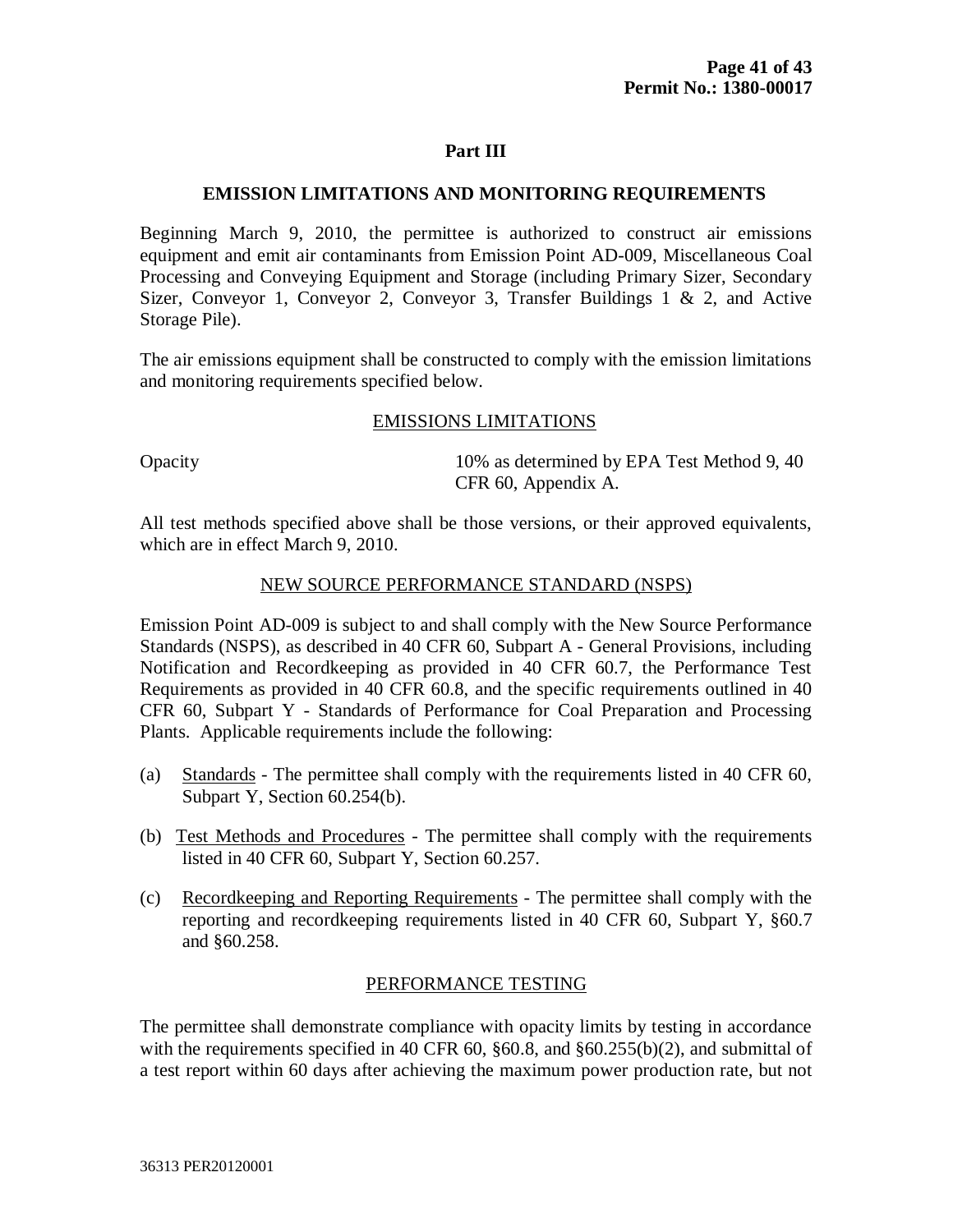## Part III

### EMISSION LIMITATIONS AND MONITORING REQUIREMENTS

Beginning March 9, 2010, the permittee is authorized to construct air emissions equipment and emit air contaminants from Emission Point AD-009, Miscellaneous Coal Processing and Conveying Equipment and Storage (including Primary Sizer, Secondary Sizer, Conveyor 1, Conveyor 2, Conveyor 3, Transfer Buildings 1 & 2, and Active Storage Pile).

The air emissions equipment shall be constructed to comply with the emission limitations and monitoring requirements specified below.

#### EMISSIONS LIMITATIONS

| | |
|---|---|
| Opacity | 10% as determined by EPA Test Method 9, 40 CFR 60, Appendix A. |

All test methods specified above shall be those versions, or their approved equivalents, which are in effect March 9, 2010.

#### NEW SOURCE PERFORMANCE STANDARD (NSPS)

Emission Point AD-009 is subject to and shall comply with the New Source Performance Standards (NSPS), as described in 40 CFR 60, Subpart A - General Provisions, including Notification and Recordkeeping as provided in 40 CFR 60.7, the Performance Test Requirements as provided in 40 CFR 60.8, and the specific requirements outlined in 40 CFR 60, Subpart Y - Standards of Performance for Coal Preparation and Processing Plants. Applicable requirements include the following:

(a) Standards - The permittee shall comply with the requirements listed in 40 CFR 60, Subpart Y, Section 60.254(b).

(b) Test Methods and Procedures - The permittee shall comply with the requirements listed in 40 CFR 60, Subpart Y, Section 60.257.

(c) Recordkeeping and Reporting Requirements - The permittee shall comply with the reporting and recordkeeping requirements listed in 40 CFR 60, Subpart Y, §60.7 and §60.258.

#### PERFORMANCE TESTING

The permittee shall demonstrate compliance with opacity limits by testing in accordance with the requirements specified in 40 CFR 60, §60.8, and §60.255(b)(2), and submittal of a test report within 60 days after achieving the maximum power production rate, but not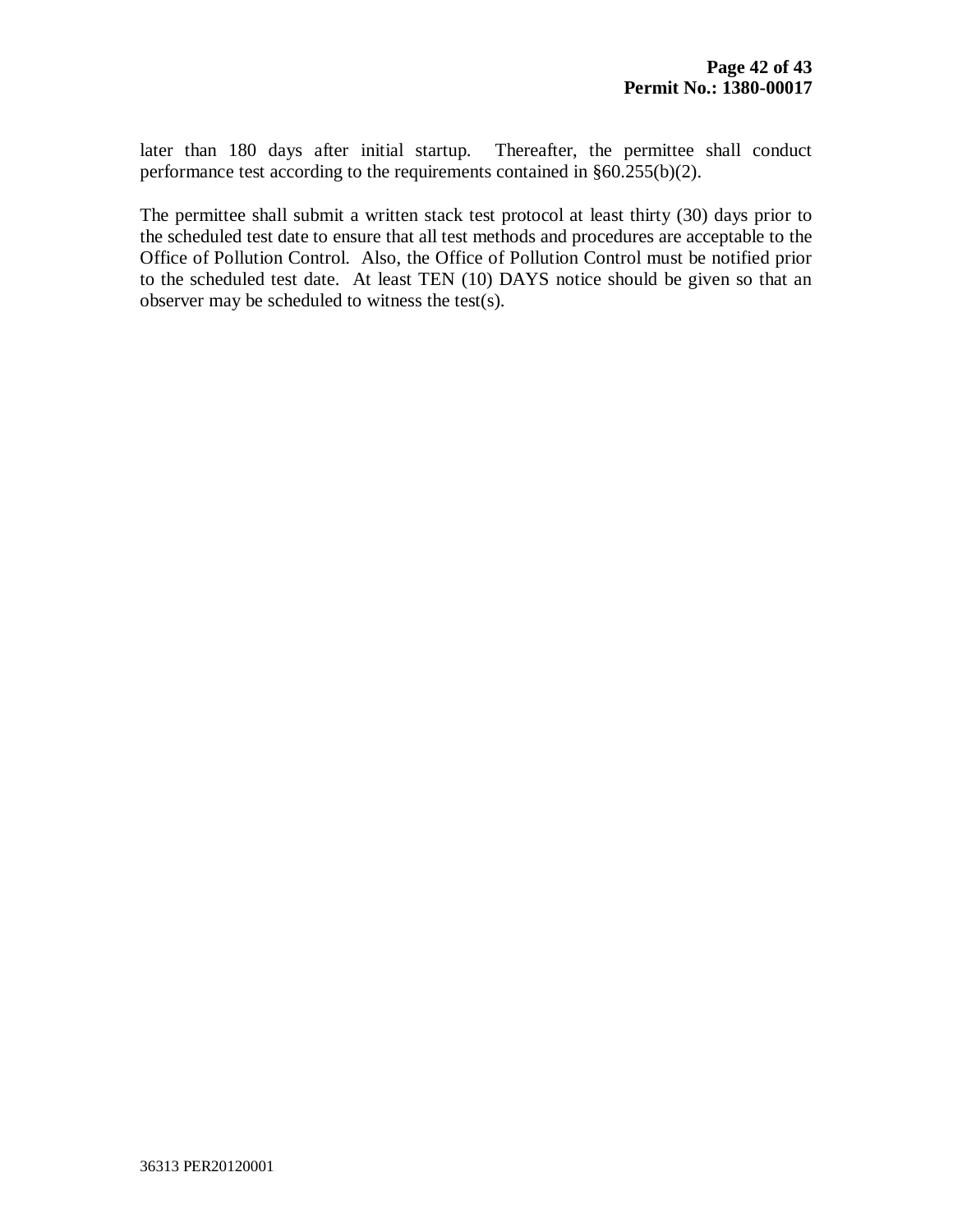later than 180 days after initial startup. Thereafter, the permittee shall conduct performance test according to the requirements contained in §60.255(b)(2).

The permittee shall submit a written stack test protocol at least thirty (30) days prior to the scheduled test date to ensure that all test methods and procedures are acceptable to the Office of Pollution Control. Also, the Office of Pollution Control must be notified prior to the scheduled test date. At least TEN (10) DAYS notice should be given so that an observer may be scheduled to witness the test(s).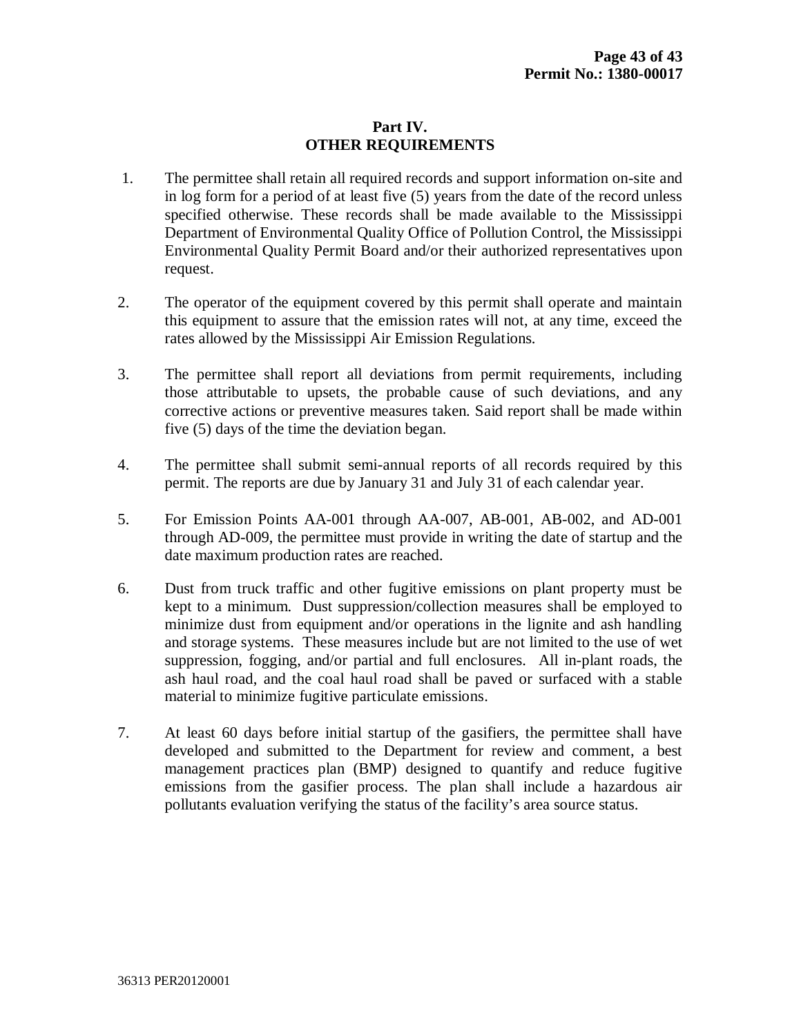# Part IV.
# OTHER REQUIREMENTS

1. The permittee shall retain all required records and support information on-site and in log form for a period of at least five (5) years from the date of the record unless specified otherwise. These records shall be made available to the Mississippi Department of Environmental Quality Office of Pollution Control, the Mississippi Environmental Quality Permit Board and/or their authorized representatives upon request.

2. The operator of the equipment covered by this permit shall operate and maintain this equipment to assure that the emission rates will not, at any time, exceed the rates allowed by the Mississippi Air Emission Regulations.

3. The permittee shall report all deviations from permit requirements, including those attributable to upsets, the probable cause of such deviations, and any corrective actions or preventive measures taken. Said report shall be made within five (5) days of the time the deviation began.

4. The permittee shall submit semi-annual reports of all records required by this permit. The reports are due by January 31 and July 31 of each calendar year.

5. For Emission Points AA-001 through AA-007, AB-001, AB-002, and AD-001 through AD-009, the permittee must provide in writing the date of startup and the date maximum production rates are reached.

6. Dust from truck traffic and other fugitive emissions on plant property must be kept to a minimum. Dust suppression/collection measures shall be employed to minimize dust from equipment and/or operations in the lignite and ash handling and storage systems. These measures include but are not limited to the use of wet suppression, fogging, and/or partial and full enclosures. All in-plant roads, the ash haul road, and the coal haul road shall be paved or surfaced with a stable material to minimize fugitive particulate emissions.

7. At least 60 days before initial startup of the gasifiers, the permittee shall have developed and submitted to the Department for review and comment, a best management practices plan (BMP) designed to quantify and reduce fugitive emissions from the gasifier process. The plan shall include a hazardous air pollutants evaluation verifying the status of the facility's area source status.